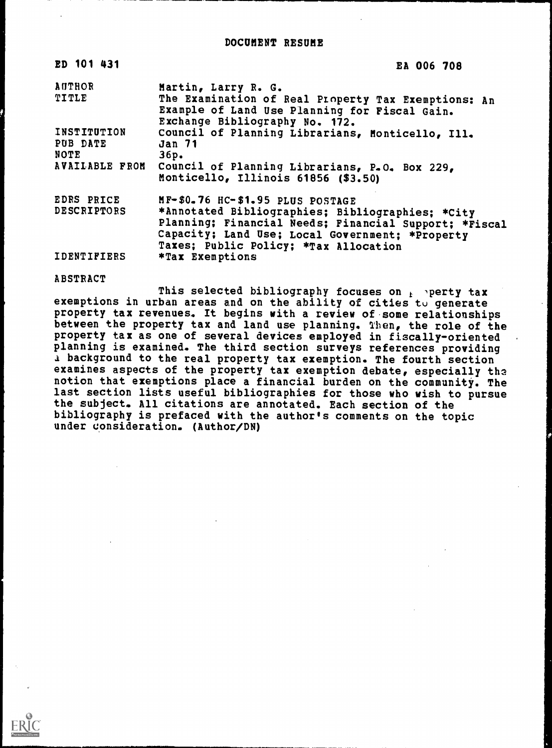# DOCUMENT RESUME

| | |
|---|---|
| ED 101 431 | EA 006 708 |
| AUTHOR | Martin, Larry R. G. |
| TITLE | The Examination of Real Property Tax Exemptions: An Example of Land Use Planning for Fiscal Gain. Exchange Bibliography No. 172. |
| INSTITUTION | Council of Planning Librarians, Monticello, Ill. |
| PUB DATE | Jan 71 |
| NOTE | 36p. |
| AVAILABLE FROM | Council of Planning Librarians, P.O. Box 229, Monticello, Illinois 61856 ($3.50) |
| EDRS PRICE | MF-$0.76 HC-$1.95 PLUS POSTAGE |
| DESCRIPTORS | *Annotated Bibliographies; Bibliographies; *City Planning; Financial Needs; Financial Support; *Fiscal Capacity; Land Use; Local Government; *Property Taxes; Public Policy; *Tax Allocation |
| IDENTIFIERS | *Tax Exemptions |

ABSTRACT

This selected bibliography focuses on property tax exemptions in urban areas and on the ability of cities to generate property tax revenues. It begins with a review of some relationships between the property tax and land use planning. Then, the role of the property tax as one of several devices employed in fiscally-oriented planning is examined. The third section surveys references providing a background to the real property tax exemption. The fourth section examines aspects of the property tax exemption debate, especially the notion that exemptions place a financial burden on the community. The last section lists useful bibliographies for those who wish to pursue the subject. All citations are annotated. Each section of the bibliography is prefaced with the author's comments on the topic under consideration. (Author/DN)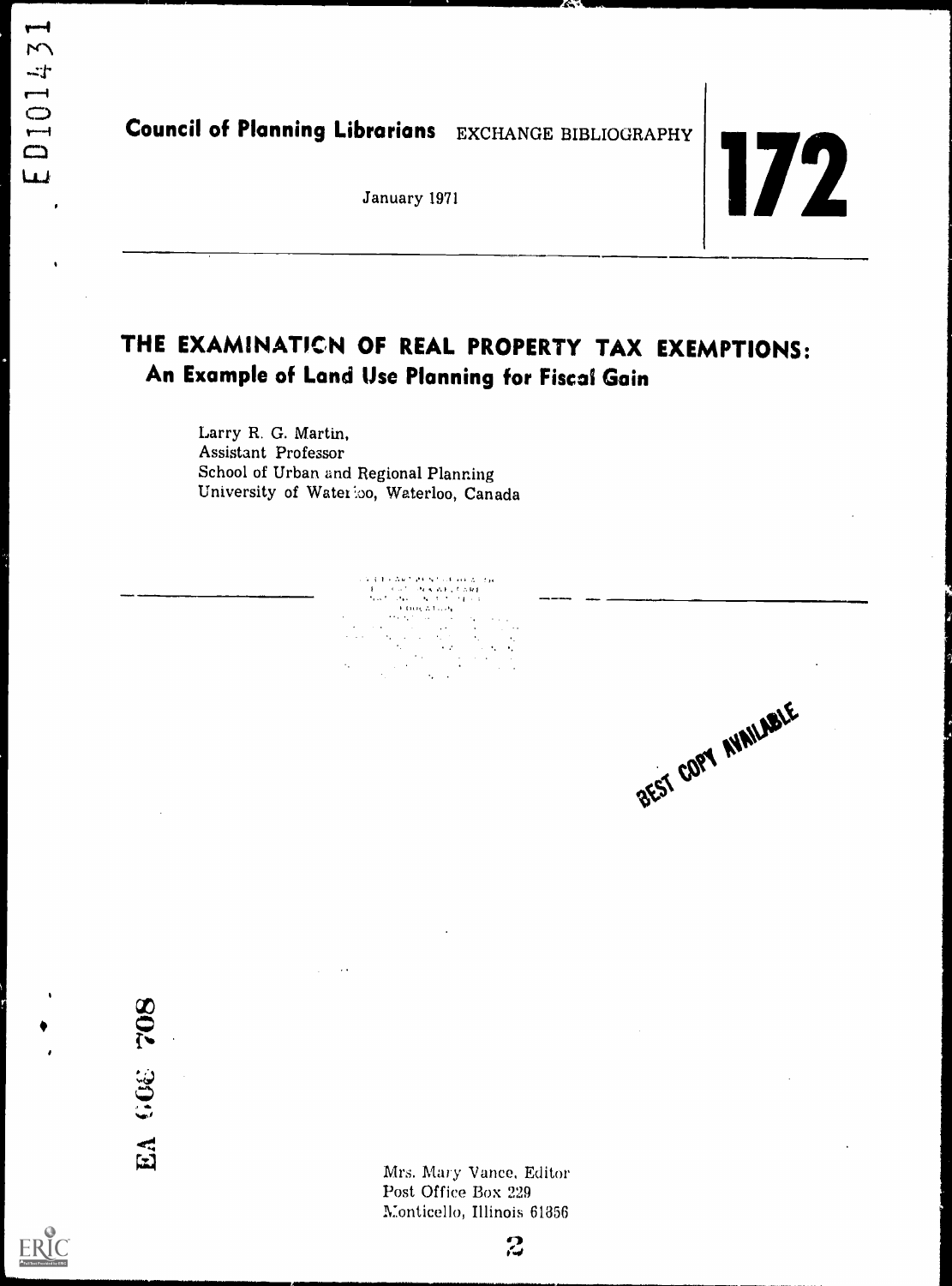Council of Planning Librarians EXCHANGE BIBLIOGRAPHY

January 1971

**172**

# THE EXAMINATION OF REAL PROPERTY TAX EXEMPTIONS:
## An Example of Land Use Planning for Fiscal Gain

Larry R. G. Martin,
Assistant Professor
School of Urban and Regional Planning
University of Waterloo, Waterloo, Canada

BEST COPY AVAILABLE

Mrs. Mary Vance, Editor
Post Office Box 229
Monticello, Illinois 61856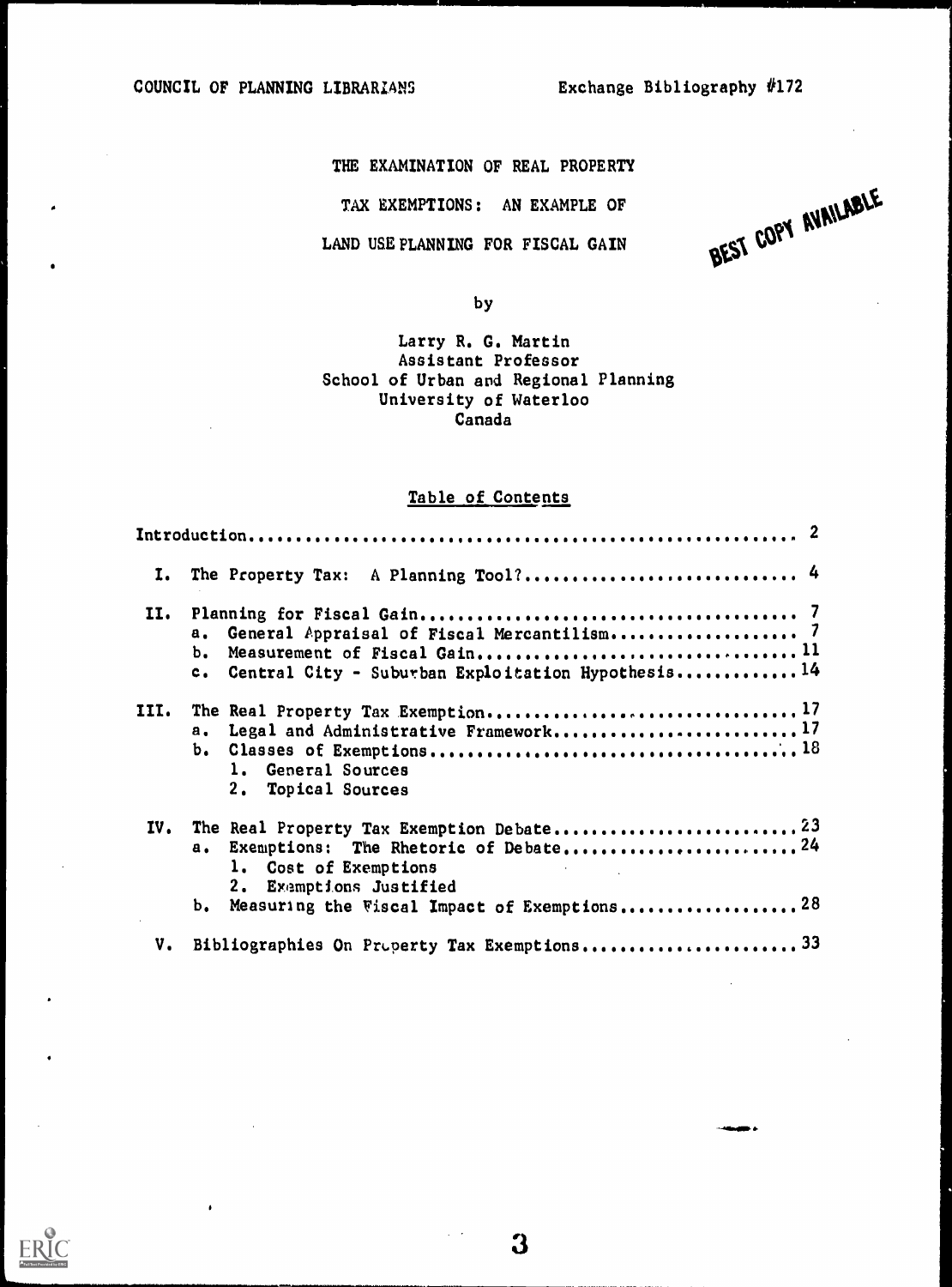COUNCIL OF PLANNING LIBRARIANS Exchange Bibliography #172

# THE EXAMINATION OF REAL PROPERTY TAX EXEMPTIONS: AN EXAMPLE OF LAND USE PLANNING FOR FISCAL GAIN

BEST COPY AVAILABLE

by

Larry R. G. Martin
Assistant Professor
School of Urban and Regional Planning
University of Waterloo
Canada

## Table of Contents

Introduction .......... 2

I. The Property Tax: A Planning Tool? .......... 4

II. Planning for Fiscal Gain .......... 7
   a. General Appraisal of Fiscal Mercantilism .......... 7
   b. Measurement of Fiscal Gain .......... 11
   c. Central City - Suburban Exploitation Hypothesis .......... 14

III. The Real Property Tax Exemption .......... 17
   a. Legal and Administrative Framework .......... 17
   b. Classes of Exemptions .......... 18
      1. General Sources
      2. Topical Sources

IV. The Real Property Tax Exemption Debate .......... 23
   a. Exemptions: The Rhetoric of Debate .......... 24
      1. Cost of Exemptions
      2. Exemptions Justified
   b. Measuring the Fiscal Impact of Exemptions .......... 28

V. Bibliographies On Property Tax Exemptions .......... 33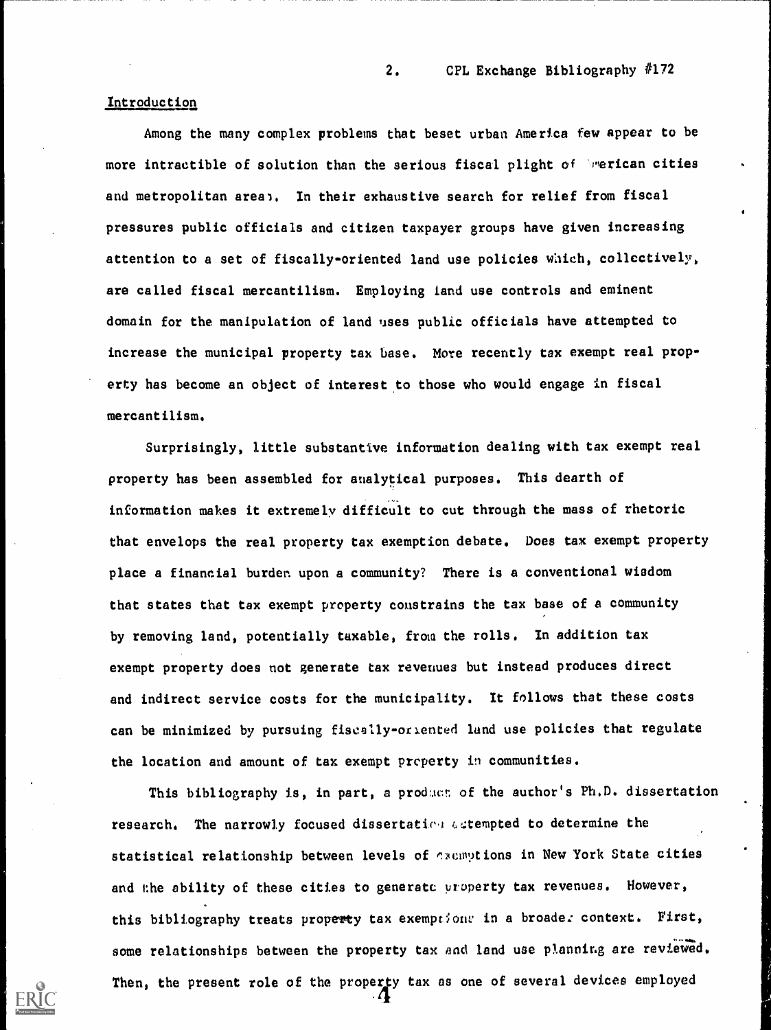## Introduction

Among the many complex problems that beset urban America few appear to be more intractible of solution than the serious fiscal plight of American cities and metropolitan areas. In their exhaustive search for relief from fiscal pressures public officials and citizen taxpayer groups have given increasing attention to a set of fiscally-oriented land use policies which, collectively, are called fiscal mercantilism. Employing land use controls and eminent domain for the manipulation of land uses public officials have attempted to increase the municipal property tax base. More recently tax exempt real property has become an object of interest to those who would engage in fiscal mercantilism.

Surprisingly, little substantive information dealing with tax exempt real property has been assembled for analytical purposes. This dearth of information makes it extremely difficult to cut through the mass of rhetoric that envelops the real property tax exemption debate. Does tax exempt property place a financial burden upon a community? There is a conventional wisdom that states that tax exempt property constrains the tax base of a community by removing land, potentially taxable, from the rolls. In addition tax exempt property does not generate tax revenues but instead produces direct and indirect service costs for the municipality. It follows that these costs can be minimized by pursuing fiscally-oriented land use policies that regulate the location and amount of tax exempt property in communities.

This bibliography is, in part, a product of the author's Ph.D. dissertation research. The narrowly focused dissertation attempted to determine the statistical relationship between levels of exemptions in New York State cities and the ability of these cities to generate property tax revenues. However, this bibliography treats property tax exemptions in a broader context. First, some relationships between the property tax and land use planning are reviewed. Then, the present role of the property tax as one of several devices employed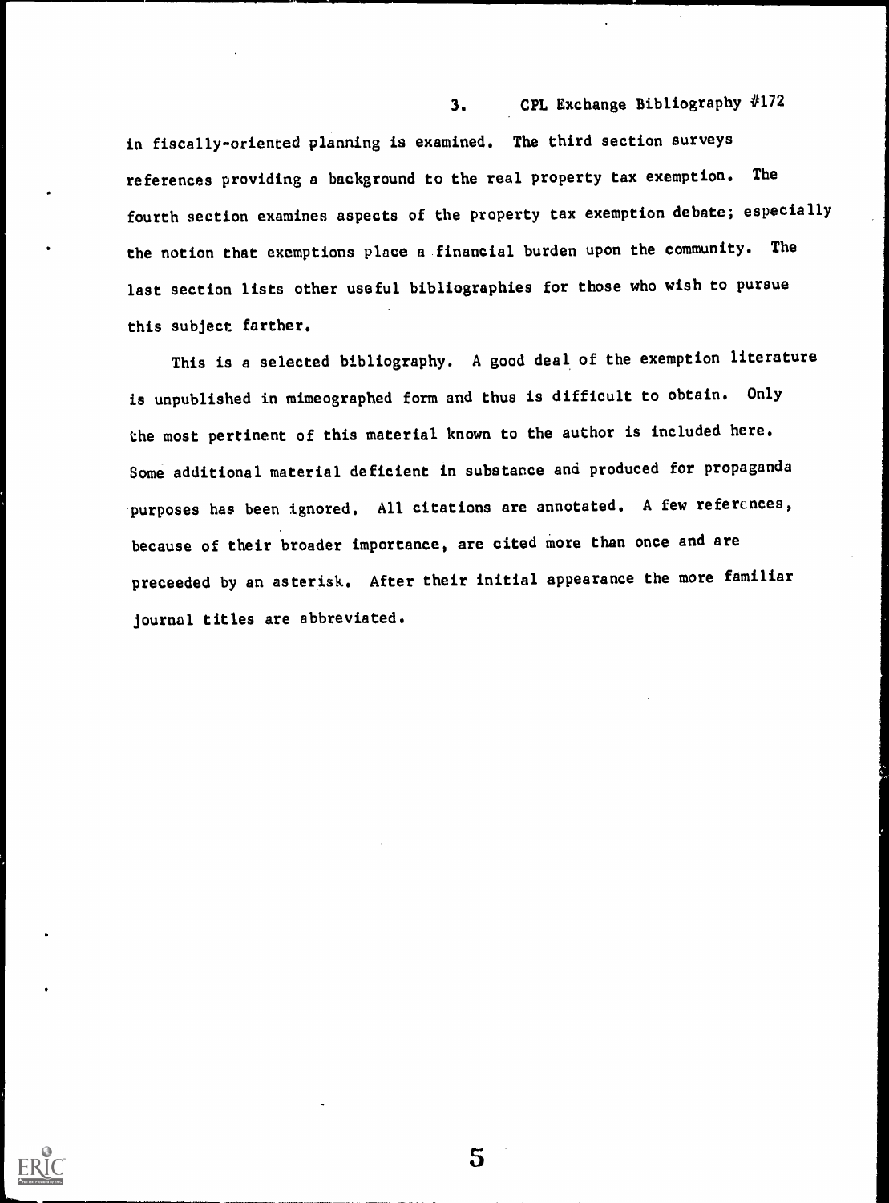in fiscally-oriented planning is examined. The third section surveys references providing a background to the real property tax exemption. The fourth section examines aspects of the property tax exemption debate; especially the notion that exemptions place a financial burden upon the community. The last section lists other useful bibliographies for those who wish to pursue this subject farther.

This is a selected bibliography. A good deal of the exemption literature is unpublished in mimeographed form and thus is difficult to obtain. Only the most pertinent of this material known to the author is included here. Some additional material deficient in substance and produced for propaganda purposes has been ignored. All citations are annotated. A few references, because of their broader importance, are cited more than once and are preceeded by an asterisk. After their initial appearance the more familiar journal titles are abbreviated.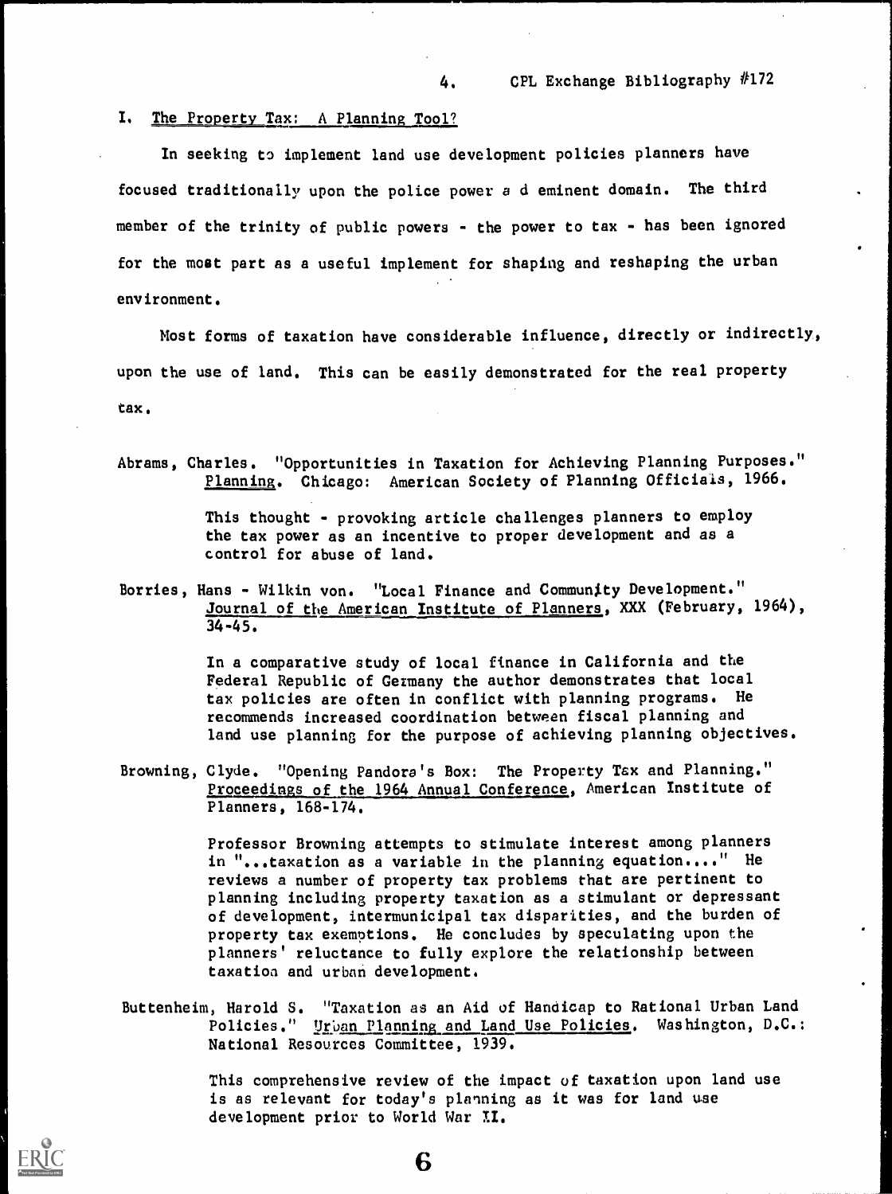## I. The Property Tax: A Planning Tool?

In seeking to implement land use development policies planners have focused traditionally upon the police power and eminent domain. The third member of the trinity of public powers - the power to tax - has been ignored for the most part as a useful implement for shaping and reshaping the urban environment.

Most forms of taxation have considerable influence, directly or indirectly, upon the use of land. This can be easily demonstrated for the real property tax.

Abrams, Charles. "Opportunities in Taxation for Achieving Planning Purposes." Planning. Chicago: American Society of Planning Officials, 1966.

> This thought - provoking article challenges planners to employ the tax power as an incentive to proper development and as a control for abuse of land.

Borries, Hans - Wilkin von. "Local Finance and Community Development." Journal of the American Institute of Planners, XXX (February, 1964), 34-45.

> In a comparative study of local finance in California and the Federal Republic of Germany the author demonstrates that local tax policies are often in conflict with planning programs. He recommends increased coordination between fiscal planning and land use planning for the purpose of achieving planning objectives.

Browning, Clyde. "Opening Pandora's Box: The Property Tax and Planning." Proceedings of the 1964 Annual Conference, American Institute of Planners, 168-174.

> Professor Browning attempts to stimulate interest among planners in "...taxation as a variable in the planning equation...." He reviews a number of property tax problems that are pertinent to planning including property taxation as a stimulant or depressant of development, intermunicipal tax disparities, and the burden of property tax exemptions. He concludes by speculating upon the planners' reluctance to fully explore the relationship between taxation and urban development.

Buttenheim, Harold S. "Taxation as an Aid of Handicap to Rational Urban Land Policies." Urban Planning and Land Use Policies. Washington, D.C.: National Resources Committee, 1939.

> This comprehensive review of the impact of taxation upon land use is as relevant for today's planning as it was for land use development prior to World War II.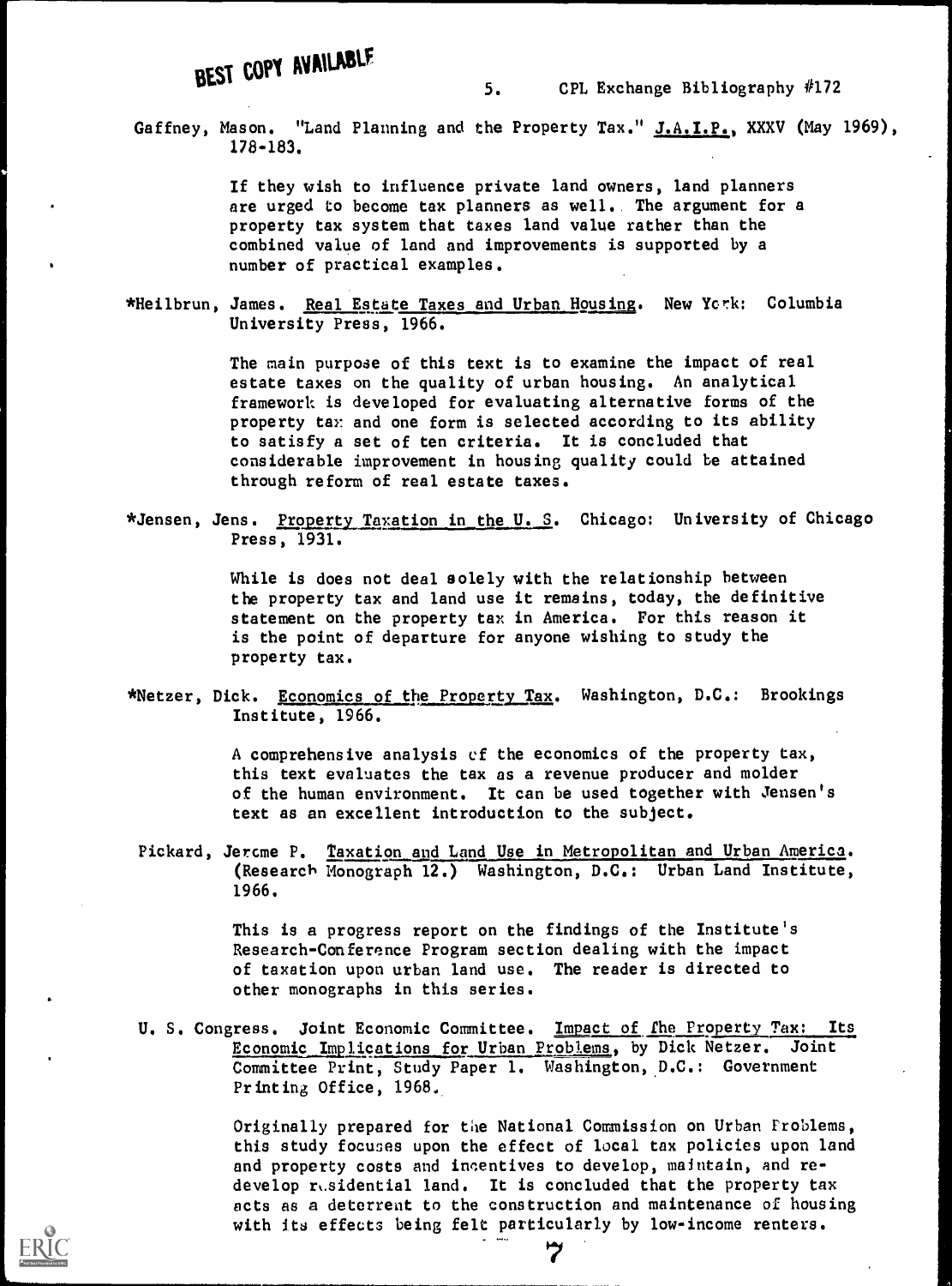Gaffney, Mason. "Land Planning and the Property Tax." J.A.I.P., XXXV (May 1969), 178-183.

> If they wish to influence private land owners, land planners are urged to become tax planners as well. The argument for a property tax system that taxes land value rather than the combined value of land and improvements is supported by a number of practical examples.

*Heilbrun, James. Real Estate Taxes and Urban Housing. New York: Columbia University Press, 1966.

> The main purpose of this text is to examine the impact of real estate taxes on the quality of urban housing. An analytical framework is developed for evaluating alternative forms of the property tax and one form is selected according to its ability to satisfy a set of ten criteria. It is concluded that considerable improvement in housing quality could be attained through reform of real estate taxes.

*Jensen, Jens. Property Taxation in the U. S. Chicago: University of Chicago Press, 1931.

> While is does not deal solely with the relationship between the property tax and land use it remains, today, the definitive statement on the property tax in America. For this reason it is the point of departure for anyone wishing to study the property tax.

*Netzer, Dick. Economics of the Property Tax. Washington, D.C.: Brookings Institute, 1966.

> A comprehensive analysis of the economics of the property tax, this text evaluates the tax as a revenue producer and molder of the human environment. It can be used together with Jensen's text as an excellent introduction to the subject.

Pickard, Jerome P. Taxation and Land Use in Metropolitan and Urban America. (Research Monograph 12.) Washington, D.C.: Urban Land Institute, 1966.

> This is a progress report on the findings of the Institute's Research-Conference Program section dealing with the impact of taxation upon urban land use. The reader is directed to other monographs in this series.

U. S. Congress. Joint Economic Committee. Impact of the Property Tax: Its Economic Implications for Urban Problems, by Dick Netzer. Joint Committee Print, Study Paper 1. Washington, D.C.: Government Printing Office, 1968.

> Originally prepared for the National Commission on Urban Problems, this study focuses upon the effect of local tax policies upon land and property costs and incentives to develop, maintain, and redevelop residential land. It is concluded that the property tax acts as a deterrent to the construction and maintenance of housing with its effects being felt particularly by low-income renters.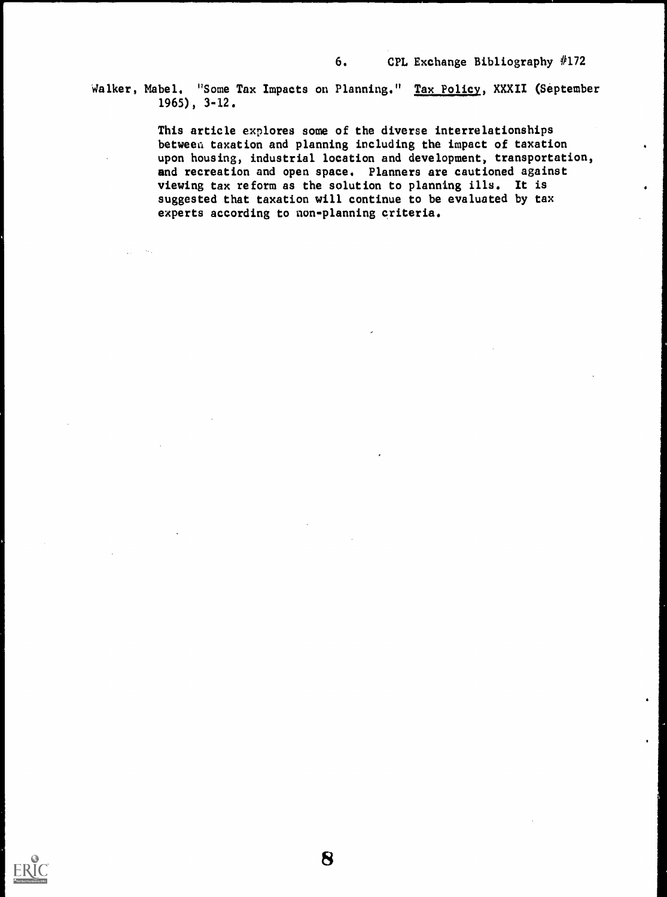Walker, Mabel. "Some Tax Impacts on Planning." Tax Policy, XXXII (September 1965), 3-12.

This article explores some of the diverse interrelationships between taxation and planning including the impact of taxation upon housing, industrial location and development, transportation, and recreation and open space. Planners are cautioned against viewing tax reform as the solution to planning ills. It is suggested that taxation will continue to be evaluated by tax experts according to non-planning criteria.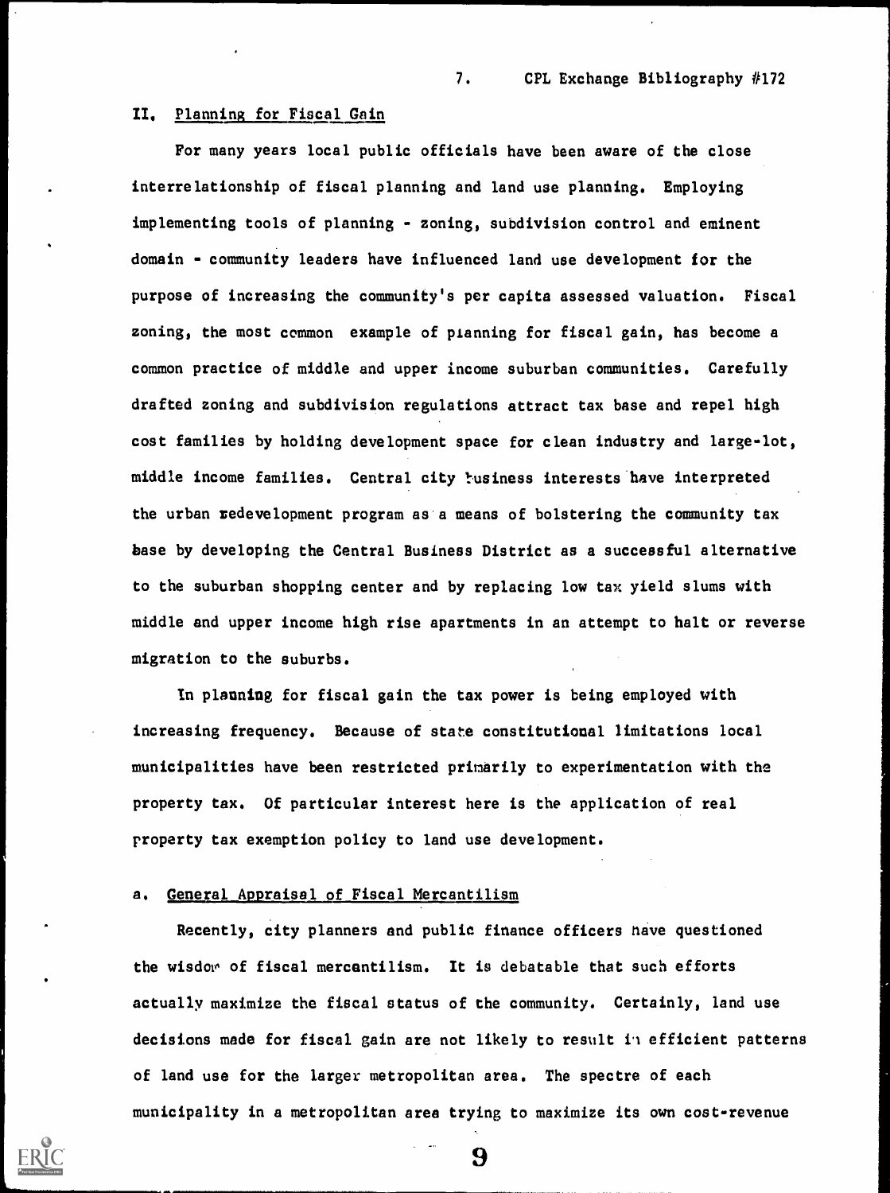## II. Planning for Fiscal Gain

For many years local public officials have been aware of the close interrelationship of fiscal planning and land use planning. Employing implementing tools of planning - zoning, subdivision control and eminent domain - community leaders have influenced land use development for the purpose of increasing the community's per capita assessed valuation. Fiscal zoning, the most common example of planning for fiscal gain, has become a common practice of middle and upper income suburban communities. Carefully drafted zoning and subdivision regulations attract tax base and repel high cost families by holding development space for clean industry and large-lot, middle income families. Central city business interests have interpreted the urban redevelopment program as a means of bolstering the community tax base by developing the Central Business District as a successful alternative to the suburban shopping center and by replacing low tax yield slums with middle and upper income high rise apartments in an attempt to halt or reverse migration to the suburbs.

In planning for fiscal gain the tax power is being employed with increasing frequency. Because of state constitutional limitations local municipalities have been restricted primarily to experimentation with the property tax. Of particular interest here is the application of real property tax exemption policy to land use development.

### a. General Appraisal of Fiscal Mercantilism

Recently, city planners and public finance officers have questioned the wisdom of fiscal mercantilism. It is debatable that such efforts actually maximize the fiscal status of the community. Certainly, land use decisions made for fiscal gain are not likely to result in efficient patterns of land use for the larger metropolitan area. The spectre of each municipality in a metropolitan area trying to maximize its own cost-revenue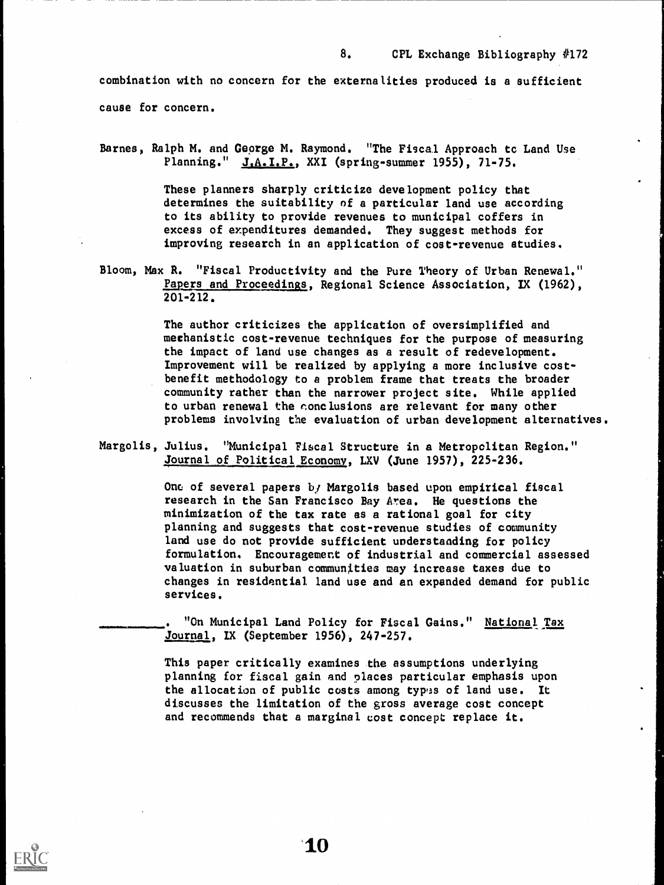combination with no concern for the externalities produced is a sufficient cause for concern.

Barnes, Ralph M. and George M. Raymond. "The Fiscal Approach to Land Use Planning." J.A.I.P., XXI (spring-summer 1955), 71-75.

> These planners sharply criticize development policy that determines the suitability of a particular land use according to its ability to provide revenues to municipal coffers in excess of expenditures demanded. They suggest methods for improving research in an application of cost-revenue studies.

Bloom, Max R. "Fiscal Productivity and the Pure Theory of Urban Renewal." Papers and Proceedings, Regional Science Association, IX (1962), 201-212.

> The author criticizes the application of oversimplified and mechanistic cost-revenue techniques for the purpose of measuring the impact of land use changes as a result of redevelopment. Improvement will be realized by applying a more inclusive cost-benefit methodology to a problem frame that treats the broader community rather than the narrower project site. While applied to urban renewal the conclusions are relevant for many other problems involving the evaluation of urban development alternatives.

Margolis, Julius. "Municipal Fiscal Structure in a Metropolitan Region." Journal of Political Economy, LXV (June 1957), 225-236.

> One of several papers by Margolis based upon empirical fiscal research in the San Francisco Bay Area. He questions the minimization of the tax rate as a rational goal for city planning and suggests that cost-revenue studies of community land use do not provide sufficient understanding for policy formulation. Encouragement of industrial and commercial assessed valuation in suburban communities may increase taxes due to changes in residential land use and an expanded demand for public services.

__________. "On Municipal Land Policy for Fiscal Gains." National Tax Journal, IX (September 1956), 247-257.

> This paper critically examines the assumptions underlying planning for fiscal gain and places particular emphasis upon the allocation of public costs among types of land use. It discusses the limitation of the gross average cost concept and recommends that a marginal cost concept replace it.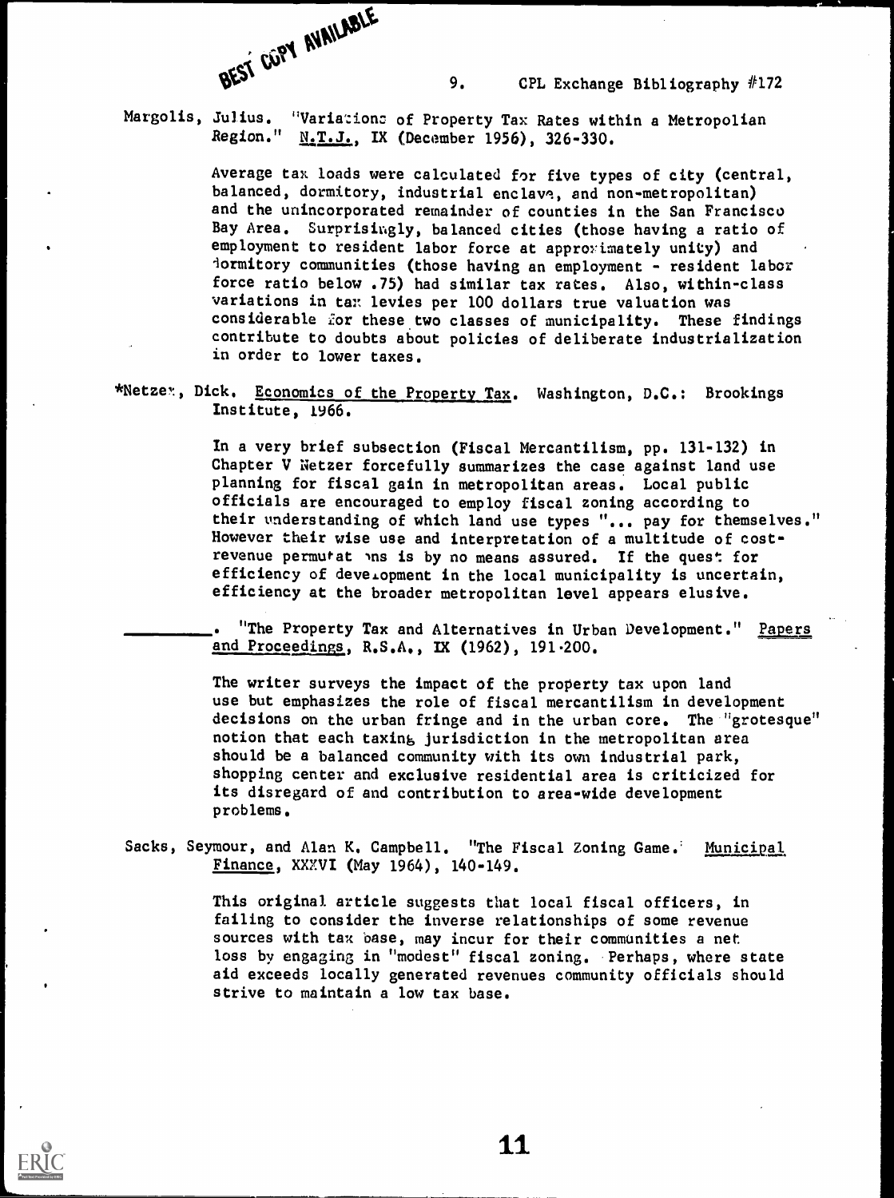Margolis, Julius. "Variations of Property Tax Rates within a Metropolitan Region." N.T.J., IX (December 1956), 326-330.

> Average tax loads were calculated for five types of city (central, balanced, dormitory, industrial enclave, and non-metropolitan) and the unincorporated remainder of counties in the San Francisco Bay Area. Surprisingly, balanced cities (those having a ratio of employment to resident labor force at approximately unity) and dormitory communities (those having an employment - resident labor force ratio below .75) had similar tax rates. Also, within-class variations in tax levies per 100 dollars true valuation was considerable for these two classes of municipality. These findings contribute to doubts about policies of deliberate industrialization in order to lower taxes.

*Netzer, Dick. Economics of the Property Tax. Washington, D.C.: Brookings Institute, 1966.

> In a very brief subsection (Fiscal Mercantilism, pp. 131-132) in Chapter V Netzer forcefully summarizes the case against land use planning for fiscal gain in metropolitan areas. Local public officials are encouraged to employ fiscal zoning according to their understanding of which land use types "... pay for themselves." However their wise use and interpretation of a multitude of cost-revenue permutations is by no means assured. If the quest for efficiency of development in the local municipality is uncertain, efficiency at the broader metropolitan level appears elusive.

\_\_\_\_\_\_\_\_\_\_. "The Property Tax and Alternatives in Urban Development." Papers and Proceedings, R.S.A., IX (1962), 191-200.

> The writer surveys the impact of the property tax upon land use but emphasizes the role of fiscal mercantilism in development decisions on the urban fringe and in the urban core. The "grotesque" notion that each taxing jurisdiction in the metropolitan area should be a balanced community with its own industrial park, shopping center and exclusive residential area is criticized for its disregard of and contribution to area-wide development problems.

Sacks, Seymour, and Alan K. Campbell. "The Fiscal Zoning Game." Municipal Finance, XXXVI (May 1964), 140-149.

> This original article suggests that local fiscal officers, in failing to consider the inverse relationships of some revenue sources with tax base, may incur for their communities a net loss by engaging in "modest" fiscal zoning. Perhaps, where state aid exceeds locally generated revenues community officials should strive to maintain a low tax base.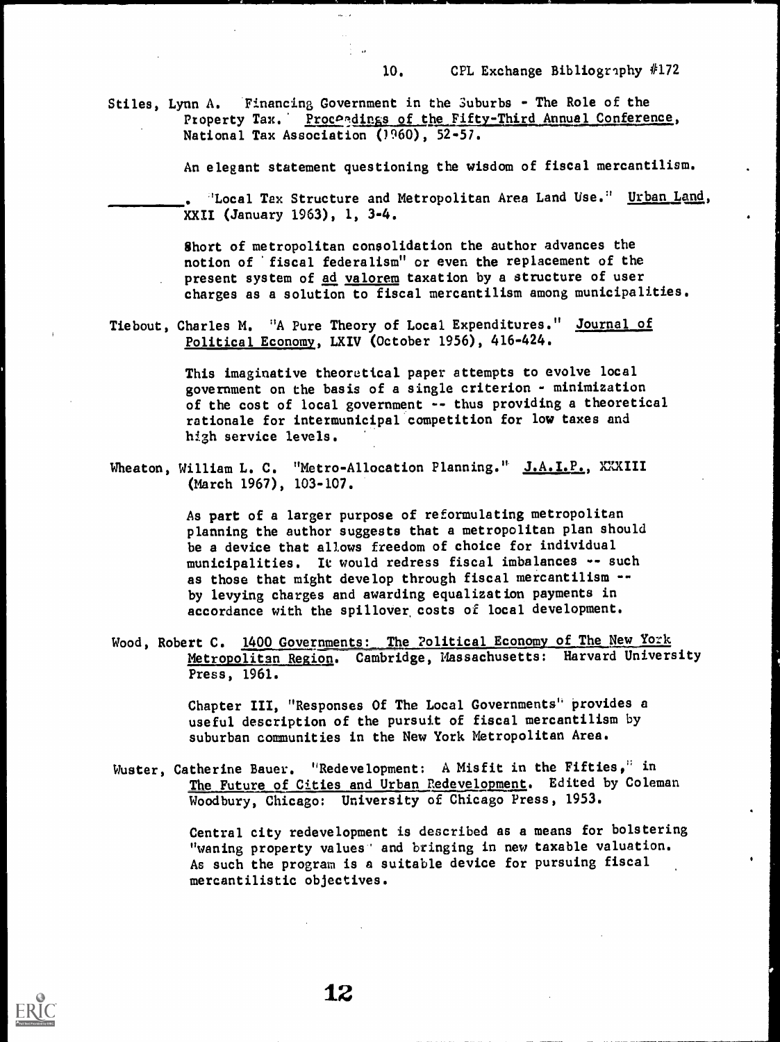Stiles, Lynn A. Financing Government in the Suburbs - The Role of the Property Tax. Proceedings of the Fifty-Third Annual Conference, National Tax Association (1960), 52-57.

An elegant statement questioning the wisdom of fiscal mercantilism.

\_\_\_\_\_\_\_\_\_. "Local Tax Structure and Metropolitan Area Land Use." Urban Land, XXII (January 1963), 1, 3-4.

Short of metropolitan consolidation the author advances the notion of "fiscal federalism" or even the replacement of the present system of ad valorem taxation by a structure of user charges as a solution to fiscal mercantilism among municipalities.

Tiebout, Charles M. "A Pure Theory of Local Expenditures." Journal of Political Economy, LXIV (October 1956), 416-424.

This imaginative theoretical paper attempts to evolve local government on the basis of a single criterion - minimization of the cost of local government -- thus providing a theoretical rationale for intermunicipal competition for low taxes and high service levels.

Wheaton, William L. C. "Metro-Allocation Planning." J.A.I.P., XXXIII (March 1967), 103-107.

As part of a larger purpose of reformulating metropolitan planning the author suggests that a metropolitan plan should be a device that allows freedom of choice for individual municipalities. It would redress fiscal imbalances -- such as those that might develop through fiscal mercantilism -- by levying charges and awarding equalization payments in accordance with the spillover costs of local development.

Wood, Robert C. 1400 Governments: The Political Economy of The New York Metropolitan Region. Cambridge, Massachusetts: Harvard University Press, 1961.

Chapter III, "Responses Of The Local Governments" provides a useful description of the pursuit of fiscal mercantilism by suburban communities in the New York Metropolitan Area.

Wuster, Catherine Bauer. "Redevelopment: A Misfit in the Fifties," in The Future of Cities and Urban Redevelopment. Edited by Coleman Woodbury, Chicago: University of Chicago Press, 1953.

Central city redevelopment is described as a means for bolstering "waning property values" and bringing in new taxable valuation. As such the program is a suitable device for pursuing fiscal mercantilistic objectives.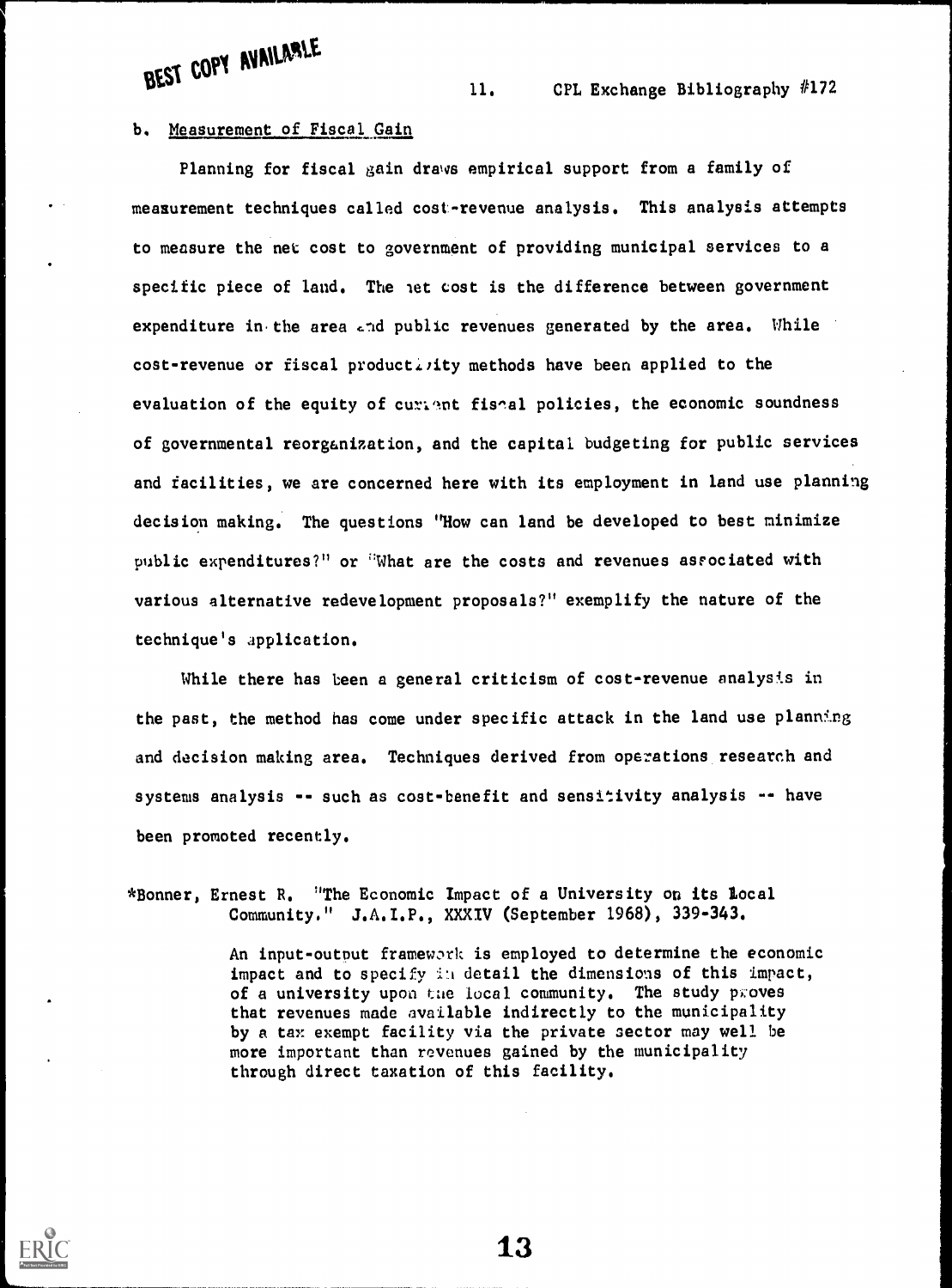b. Measurement of Fiscal Gain

Planning for fiscal gain draws empirical support from a family of measurement techniques called cost-revenue analysis. This analysis attempts to measure the net cost to government of providing municipal services to a specific piece of land. The net cost is the difference between government expenditure in the area and public revenues generated by the area. While cost-revenue or fiscal productivity methods have been applied to the evaluation of the equity of current fiscal policies, the economic soundness of governmental reorganization, and the capital budgeting for public services and facilities, we are concerned here with its employment in land use planning decision making. The questions "How can land be developed to best minimize public expenditures?" or "What are the costs and revenues associated with various alternative redevelopment proposals?" exemplify the nature of the technique's application.

While there has been a general criticism of cost-revenue analysis in the past, the method has come under specific attack in the land use planning and decision making area. Techniques derived from operations research and systems analysis -- such as cost-benefit and sensitivity analysis -- have been promoted recently.

*Bonner, Ernest R. "The Economic Impact of a University on its Local Community." J.A.I.P., XXXIV (September 1968), 339-343.

> An input-output framework is employed to determine the economic impact and to specify in detail the dimensions of this impact, of a university upon the local community. The study proves that revenues made available indirectly to the municipality by a tax exempt facility via the private sector may well be more important than revenues gained by the municipality through direct taxation of this facility.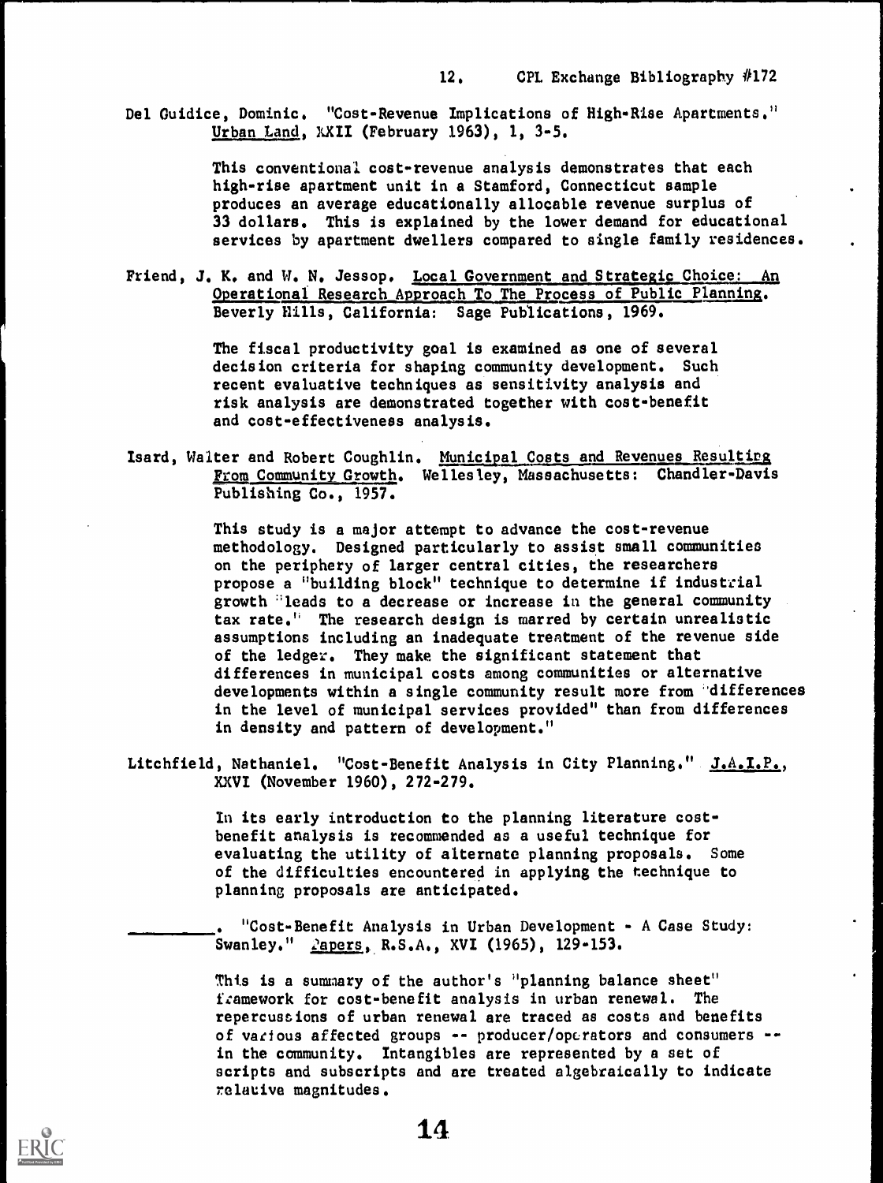Del Guidice, Dominic. "Cost-Revenue Implications of High-Rise Apartments." Urban Land, XXII (February 1963), 1, 3-5.

> This conventional cost-revenue analysis demonstrates that each high-rise apartment unit in a Stamford, Connecticut sample produces an average educationally allocable revenue surplus of 33 dollars. This is explained by the lower demand for educational services by apartment dwellers compared to single family residences.

Friend, J. K. and W. N. Jessop. Local Government and Strategic Choice: An Operational Research Approach To The Process of Public Planning. Beverly Hills, California: Sage Publications, 1969.

> The fiscal productivity goal is examined as one of several decision criteria for shaping community development. Such recent evaluative techniques as sensitivity analysis and risk analysis are demonstrated together with cost-benefit and cost-effectiveness analysis.

Isard, Walter and Robert Coughlin. Municipal Costs and Revenues Resulting From Community Growth. Wellesley, Massachusetts: Chandler-Davis Publishing Co., 1957.

> This study is a major attempt to advance the cost-revenue methodology. Designed particularly to assist small communities on the periphery of larger central cities, the researchers propose a "building block" technique to determine if industrial growth "leads to a decrease or increase in the general community tax rate." The research design is marred by certain unrealistic assumptions including an inadequate treatment of the revenue side of the ledger. They make the significant statement that differences in municipal costs among communities or alternative developments within a single community result more from "differences in the level of municipal services provided" than from differences in density and pattern of development."

Litchfield, Nathaniel. "Cost-Benefit Analysis in City Planning." J.A.I.P., XXVI (November 1960), 272-279.

> In its early introduction to the planning literature cost-benefit analysis is recommended as a useful technique for evaluating the utility of alternate planning proposals. Some of the difficulties encountered in applying the technique to planning proposals are anticipated.

________. "Cost-Benefit Analysis in Urban Development - A Case Study: Swanley." Papers, R.S.A., XVI (1965), 129-153.

> This is a summary of the author's "planning balance sheet" framework for cost-benefit analysis in urban renewal. The repercussions of urban renewal are traced as costs and benefits of various affected groups -- producer/operators and consumers -- in the community. Intangibles are represented by a set of scripts and subscripts and are treated algebraically to indicate relative magnitudes.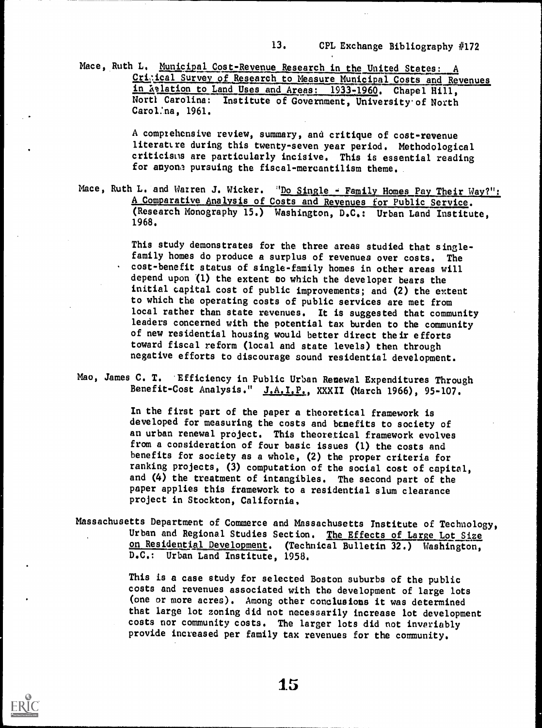Mace, Ruth L. Municipal Cost-Revenue Research in the United States: A Critical Survey of Research to Measure Municipal Costs and Revenues in Relation to Land Uses and Areas: 1933-1960. Chapel Hill, North Carolina: Institute of Government, University of North Carolina, 1961.

A comprehensive review, summary, and critique of cost-revenue literature during this twenty-seven year period. Methodological criticisms are particularly incisive. This is essential reading for anyone pursuing the fiscal-mercantilism theme.

Mace, Ruth L. and Warren J. Wicker. "Do Single - Family Homes Pay Their Way?": A Comparative Analysis of Costs and Revenues for Public Service. (Research Monography 15.) Washington, D.C.: Urban Land Institute, 1968.

This study demonstrates for the three areas studied that single-family homes do produce a surplus of revenues over costs. The cost-benefit status of single-family homes in other areas will depend upon (1) the extent to which the developer bears the initial capital cost of public improvements; and (2) the extent to which the operating costs of public services are met from local rather than state revenues. It is suggested that community leaders concerned with the potential tax burden to the community of new residential housing would better direct their efforts toward fiscal reform (local and state levels) then through negative efforts to discourage sound residential development.

Mao, James C. T. "Efficiency in Public Urban Renewal Expenditures Through Benefit-Cost Analysis." J.A.I.P., XXXII (March 1966), 95-107.

In the first part of the paper a theoretical framework is developed for measuring the costs and benefits to society of an urban renewal project. This theoretical framework evolves from a consideration of four basic issues (1) the costs and benefits for society as a whole, (2) the proper criteria for ranking projects, (3) computation of the social cost of capital, and (4) the treatment of intangibles. The second part of the paper applies this framework to a residential slum clearance project in Stockton, California.

Massachusetts Department of Commerce and Massachusetts Institute of Technology, Urban and Regional Studies Section. The Effects of Large Lot Size on Residential Development. (Technical Bulletin 32.) Washington, D.C.: Urban Land Institute, 1958.

This is a case study for selected Boston suburbs of the public costs and revenues associated with the development of large lots (one or more acres). Among other conclusions it was determined that large lot zoning did not necessarily increase lot development costs nor community costs. The larger lots did not invariably provide increased per family tax revenues for the community.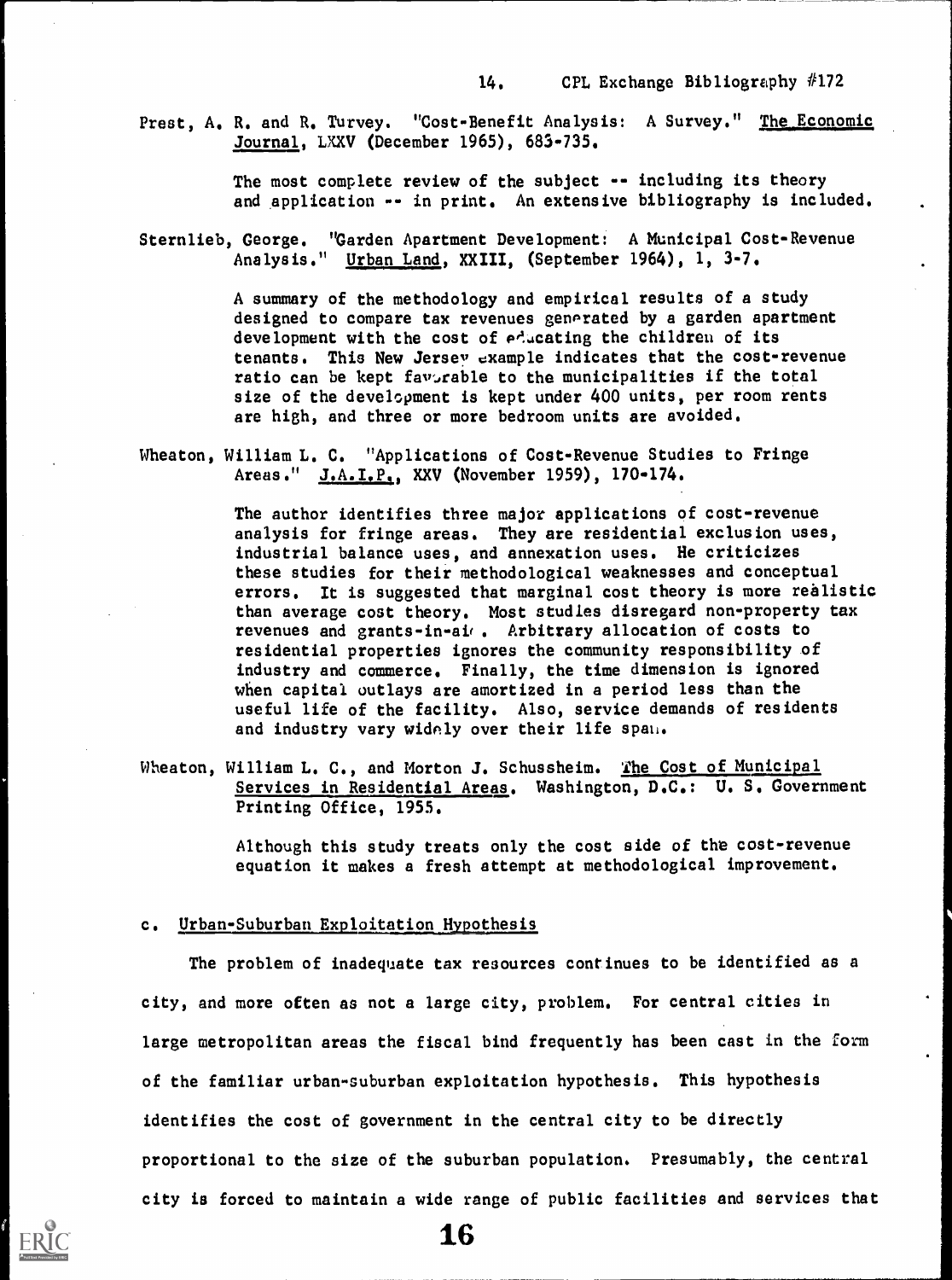Prest, A. R. and R. Turvey. "Cost-Benefit Analysis: A Survey." The Economic Journal, LXXV (December 1965), 683-735.

> The most complete review of the subject -- including its theory and application -- in print. An extensive bibliography is included.

Sternlieb, George. "Garden Apartment Development: A Municipal Cost-Revenue Analysis." Urban Land, XXIII, (September 1964), 1, 3-7.

> A summary of the methodology and empirical results of a study designed to compare tax revenues generated by a garden apartment development with the cost of educating the children of its tenants. This New Jersey example indicates that the cost-revenue ratio can be kept favorable to the municipalities if the total size of the development is kept under 400 units, per room rents are high, and three or more bedroom units are avoided.

Wheaton, William L. C. "Applications of Cost-Revenue Studies to Fringe Areas." J.A.I.P., XXV (November 1959), 170-174.

> The author identifies three major applications of cost-revenue analysis for fringe areas. They are residential exclusion uses, industrial balance uses, and annexation uses. He criticizes these studies for their methodological weaknesses and conceptual errors. It is suggested that marginal cost theory is more realistic than average cost theory. Most studies disregard non-property tax revenues and grants-in-aid. Arbitrary allocation of costs to residential properties ignores the community responsibility of industry and commerce. Finally, the time dimension is ignored when capital outlays are amortized in a period less than the useful life of the facility. Also, service demands of residents and industry vary widely over their life span.

Wheaton, William L. C., and Morton J. Schussheim. The Cost of Municipal Services in Residential Areas. Washington, D.C.: U. S. Government Printing Office, 1955.

> Although this study treats only the cost side of the cost-revenue equation it makes a fresh attempt at methodological improvement.

### c. Urban-Suburban Exploitation Hypothesis

The problem of inadequate tax resources continues to be identified as a city, and more often as not a large city, problem. For central cities in large metropolitan areas the fiscal bind frequently has been cast in the form of the familiar urban-suburban exploitation hypothesis. This hypothesis identifies the cost of government in the central city to be directly proportional to the size of the suburban population. Presumably, the central city is forced to maintain a wide range of public facilities and services that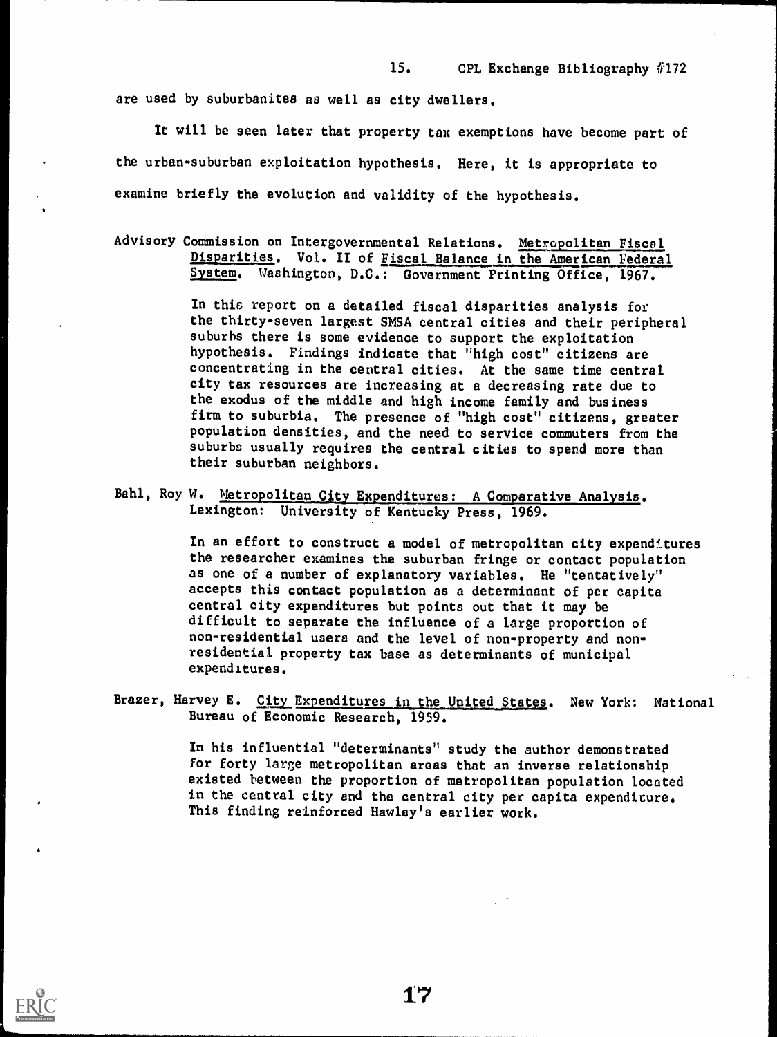are used by suburbanites as well as city dwellers.

It will be seen later that property tax exemptions have become part of the urban-suburban exploitation hypothesis. Here, it is appropriate to examine briefly the evolution and validity of the hypothesis.

Advisory Commission on Intergovernmental Relations. Metropolitan Fiscal Disparities. Vol. II of Fiscal Balance in the American Federal System. Washington, D.C.: Government Printing Office, 1967.

> In this report on a detailed fiscal disparities analysis for the thirty-seven largest SMSA central cities and their peripheral suburbs there is some evidence to support the exploitation hypothesis. Findings indicate that "high cost" citizens are concentrating in the central cities. At the same time central city tax resources are increasing at a decreasing rate due to the exodus of the middle and high income family and business firm to suburbia. The presence of "high cost" citizens, greater population densities, and the need to service commuters from the suburbs usually requires the central cities to spend more than their suburban neighbors.

Bahl, Roy W. Metropolitan City Expenditures: A Comparative Analysis. Lexington: University of Kentucky Press, 1969.

> In an effort to construct a model of metropolitan city expenditures the researcher examines the suburban fringe or contact population as one of a number of explanatory variables. He "tentatively" accepts this contact population as a determinant of per capita central city expenditures but points out that it may be difficult to separate the influence of a large proportion of non-residential users and the level of non-property and non-residential property tax base as determinants of municipal expenditures.

Brazer, Harvey E. City Expenditures in the United States. New York: National Bureau of Economic Research, 1959.

> In his influential "determinants" study the author demonstrated for forty large metropolitan areas that an inverse relationship existed between the proportion of metropolitan population located in the central city and the central city per capita expenditure. This finding reinforced Hawley's earlier work.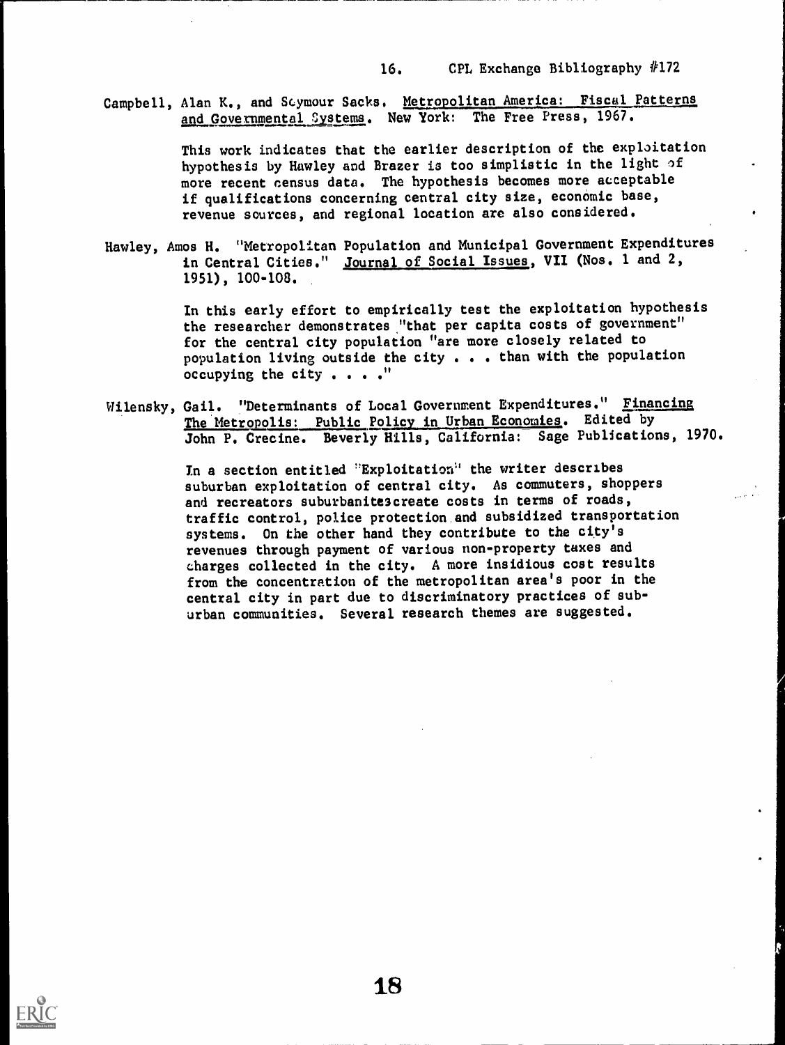Campbell, Alan K., and Seymour Sacks. Metropolitan America: Fiscal Patterns and Governmental Systems. New York: The Free Press, 1967.

> This work indicates that the earlier description of the exploitation hypothesis by Hawley and Brazer is too simplistic in the light of more recent census data. The hypothesis becomes more acceptable if qualifications concerning central city size, economic base, revenue sources, and regional location are also considered.

Hawley, Amos H. "Metropolitan Population and Municipal Government Expenditures in Central Cities." Journal of Social Issues, VII (Nos. 1 and 2, 1951), 100-108.

> In this early effort to empirically test the exploitation hypothesis the researcher demonstrates "that per capita costs of government" for the central city population "are more closely related to population living outside the city . . . than with the population occupying the city . . . ."

Wilensky, Gail. "Determinants of Local Government Expenditures." Financing The Metropolis: Public Policy in Urban Economies. Edited by John P. Crecine. Beverly Hills, California: Sage Publications, 1970.

> In a section entitled "Exploitation" the writer describes suburban exploitation of central city. As commuters, shoppers and recreators suburbanites create costs in terms of roads, traffic control, police protection and subsidized transportation systems. On the other hand they contribute to the city's revenues through payment of various non-property taxes and charges collected in the city. A more insidious cost results from the concentration of the metropolitan area's poor in the central city in part due to discriminatory practices of suburban communities. Several research themes are suggested.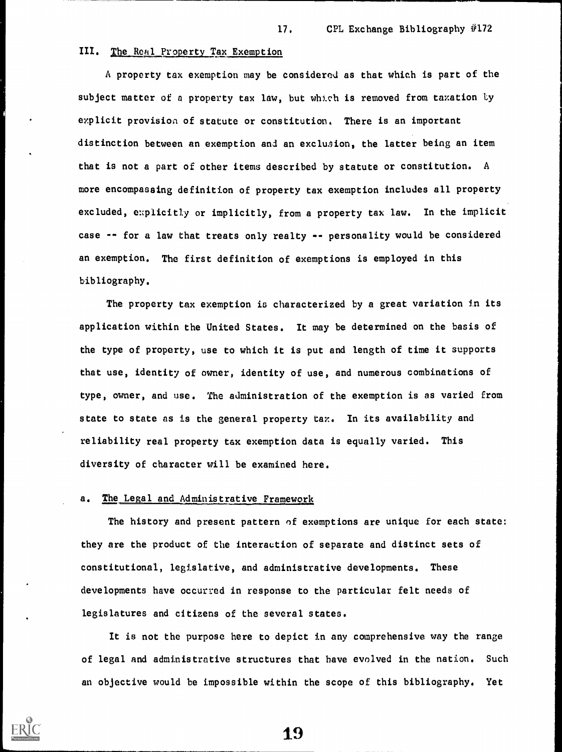## III. The Real Property Tax Exemption

A property tax exemption may be considered as that which is part of the subject matter of a property tax law, but which is removed from taxation by explicit provision of statute or constitution. There is an important distinction between an exemption and an exclusion, the latter being an item that is not a part of other items described by statute or constitution. A more encompassing definition of property tax exemption includes all property excluded, explicitly or implicitly, from a property tax law. In the implicit case -- for a law that treats only realty -- personality would be considered an exemption. The first definition of exemptions is employed in this bibliography.

The property tax exemption is characterized by a great variation in its application within the United States. It may be determined on the basis of the type of property, use to which it is put and length of time it supports that use, identity of owner, identity of use, and numerous combinations of type, owner, and use. The administration of the exemption is as varied from state to state as is the general property tax. In its availability and reliability real property tax exemption data is equally varied. This diversity of character will be examined here.

### a. The Legal and Administrative Framework

The history and present pattern of exemptions are unique for each state: they are the product of the interaction of separate and distinct sets of constitutional, legislative, and administrative developments. These developments have occurred in response to the particular felt needs of legislatures and citizens of the several states.

It is not the purpose here to depict in any comprehensive way the range of legal and administrative structures that have evolved in the nation. Such an objective would be impossible within the scope of this bibliography. Yet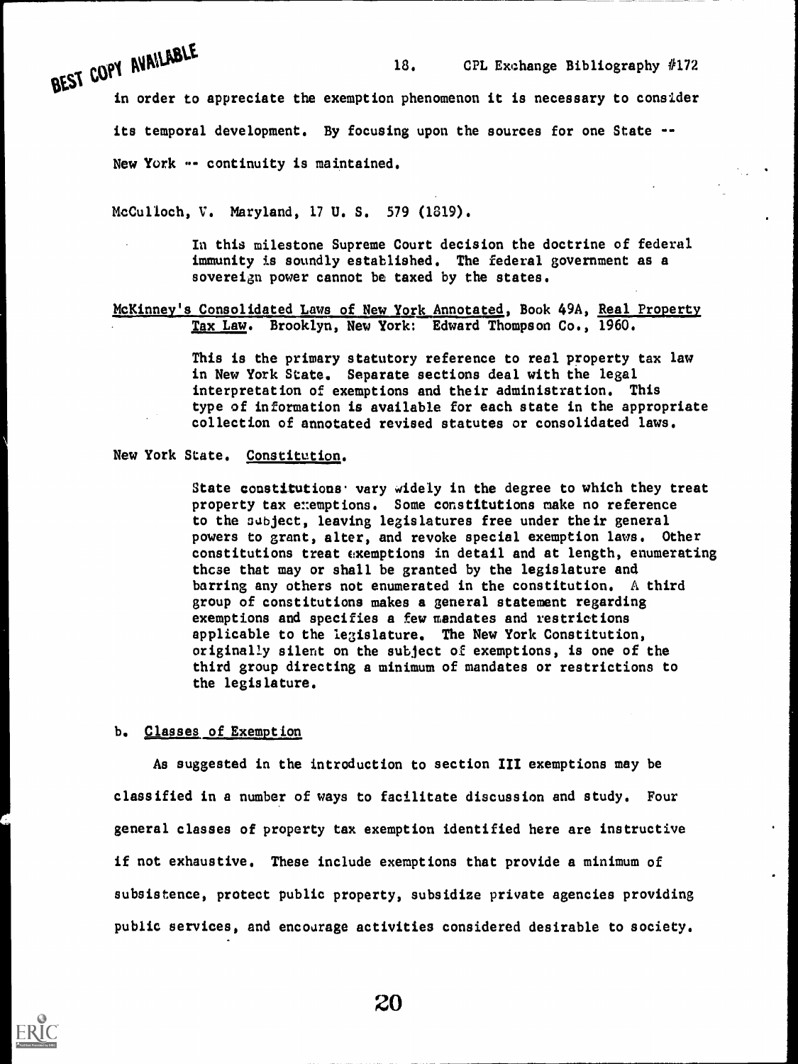in order to appreciate the exemption phenomenon it is necessary to consider its temporal development. By focusing upon the sources for one State -- New York -- continuity is maintained.

McCulloch, V. Maryland, 17 U. S. 579 (1819).

> In this milestone Supreme Court decision the doctrine of federal immunity is soundly established. The federal government as a sovereign power cannot be taxed by the states.

McKinney's Consolidated Laws of New York Annotated, Book 49A, Real Property Tax Law. Brooklyn, New York: Edward Thompson Co., 1960.

> This is the primary statutory reference to real property tax law in New York State. Separate sections deal with the legal interpretation of exemptions and their administration. This type of information is available for each state in the appropriate collection of annotated revised statutes or consolidated laws.

New York State. Constitution.

> State constitutions vary widely in the degree to which they treat property tax exemptions. Some constitutions make no reference to the subject, leaving legislatures free under their general powers to grant, alter, and revoke special exemption laws. Other constitutions treat exemptions in detail and at length, enumerating those that may or shall be granted by the legislature and barring any others not enumerated in the constitution. A third group of constitutions makes a general statement regarding exemptions and specifies a few mandates and restrictions applicable to the legislature. The New York Constitution, originally silent on the subject of exemptions, is one of the third group directing a minimum of mandates or restrictions to the legislature.

### b. Classes of Exemption

As suggested in the introduction to section III exemptions may be classified in a number of ways to facilitate discussion and study. Four general classes of property tax exemption identified here are instructive if not exhaustive. These include exemptions that provide a minimum of subsistence, protect public property, subsidize private agencies providing public services, and encourage activities considered desirable to society.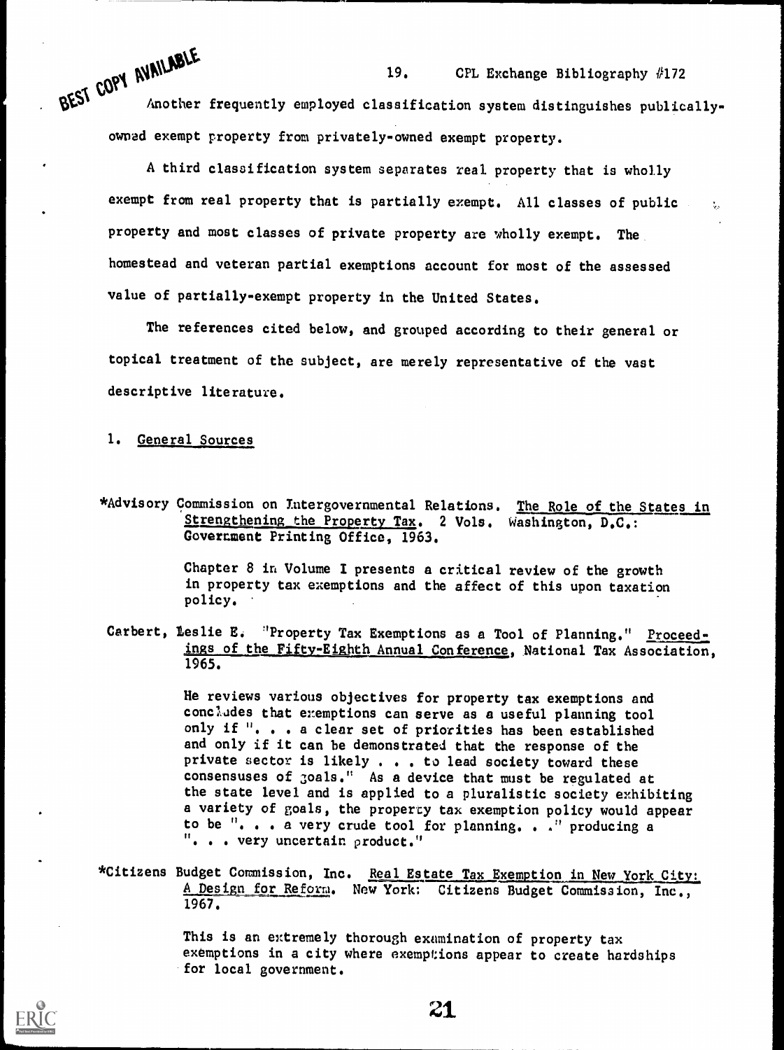Another frequently employed classification system distinguishes publically-owned exempt property from privately-owned exempt property.

A third classification system separates real property that is wholly exempt from real property that is partially exempt. All classes of public property and most classes of private property are wholly exempt. The homestead and veteran partial exemptions account for most of the assessed value of partially-exempt property in the United States.

The references cited below, and grouped according to their general or topical treatment of the subject, are merely representative of the vast descriptive literature.

1. General Sources

*Advisory Commission on Intergovernmental Relations. The Role of the States in Strengthening the Property Tax. 2 Vols. Washington, D.C.: Government Printing Office, 1963.

> Chapter 8 in Volume I presents a critical review of the growth in property tax exemptions and the affect of this upon taxation policy.

Carbert, Leslie E. "Property Tax Exemptions as a Tool of Planning." Proceedings of the Fifty-Eighth Annual Conference, National Tax Association, 1965.

> He reviews various objectives for property tax exemptions and concludes that exemptions can serve as a useful planning tool only if ". . . a clear set of priorities has been established and only if it can be demonstrated that the response of the private sector is likely . . . to lead society toward these consensuses of goals." As a device that must be regulated at the state level and is applied to a pluralistic society exhibiting a variety of goals, the property tax exemption policy would appear to be ". . . a very crude tool for planning. . ." producing a ". . . very uncertain product."

*Citizens Budget Commission, Inc. Real Estate Tax Exemption in New York City: A Design for Reform. New York: Citizens Budget Commission, Inc., 1967.

> This is an extremely thorough examination of property tax exemptions in a city where exemptions appear to create hardships for local government.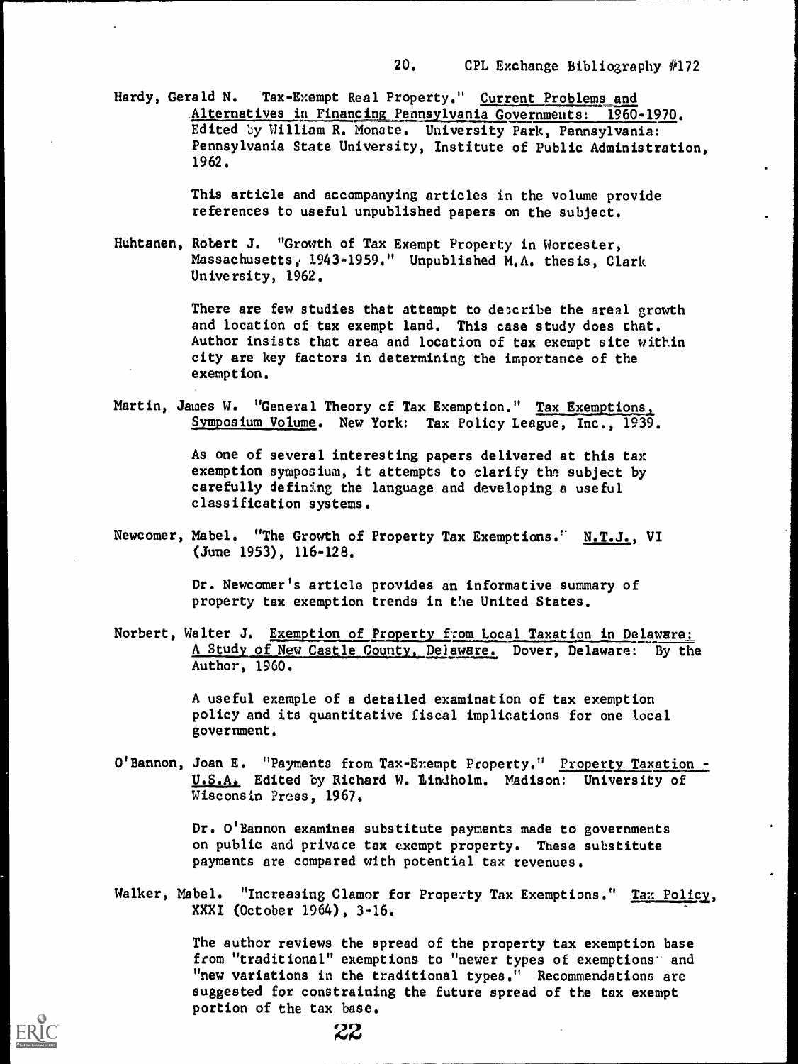Hardy, Gerald N. Tax-Exempt Real Property." _Current Problems and Alternatives in Financing Pennsylvania Governments: 1960-1970_. Edited by William R. Monate. University Park, Pennsylvania: Pennsylvania State University, Institute of Public Administration, 1962.

> This article and accompanying articles in the volume provide references to useful unpublished papers on the subject.

Huhtanen, Robert J. "Growth of Tax Exempt Property in Worcester, Massachusetts, 1943-1959." Unpublished M.A. thesis, Clark University, 1962.

> There are few studies that attempt to describe the areal growth and location of tax exempt land. This case study does that. Author insists that area and location of tax exempt site within city are key factors in determining the importance of the exemption.

Martin, James W. "General Theory of Tax Exemption." _Tax Exemptions, Symposium Volume_. New York: Tax Policy League, Inc., 1939.

> As one of several interesting papers delivered at this tax exemption symposium, it attempts to clarify the subject by carefully defining the language and developing a useful classification systems.

Newcomer, Mabel. "The Growth of Property Tax Exemptions." _N.T.J._, VI (June 1953), 116-128.

> Dr. Newcomer's article provides an informative summary of property tax exemption trends in the United States.

Norbert, Walter J. _Exemption of Property from Local Taxation in Delaware: A Study of New Castle County, Delaware_. Dover, Delaware: By the Author, 1960.

> A useful example of a detailed examination of tax exemption policy and its quantitative fiscal implications for one local government.

O'Bannon, Joan E. "Payments from Tax-Exempt Property." _Property Taxation - U.S.A._ Edited by Richard W. Lindholm. Madison: University of Wisconsin Press, 1967.

> Dr. O'Bannon examines substitute payments made to governments on public and private tax exempt property. These substitute payments are compared with potential tax revenues.

Walker, Mabel. "Increasing Clamor for Property Tax Exemptions." _Tax Policy_, XXXI (October 1964), 3-16.

> The author reviews the spread of the property tax exemption base from "traditional" exemptions to "newer types of exemptions" and "new variations in the traditional types." Recommendations are suggested for constraining the future spread of the tax exempt portion of the tax base.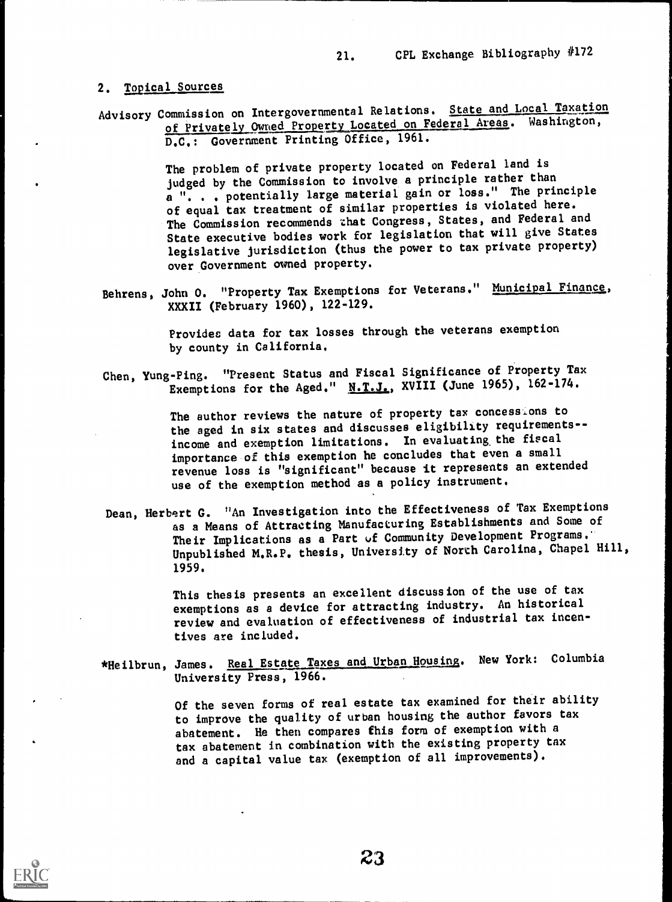## 2. Topical Sources

Advisory Commission on Intergovernmental Relations. State and Local Taxation of Privately Owned Property Located on Federal Areas. Washington, D.C.: Government Printing Office, 1961.

> The problem of private property located on Federal land is judged by the Commission to involve a principle rather than a ". . . potentially large material gain or loss." The principle of equal tax treatment of similar properties is violated here. The Commission recommends that Congress, States, and Federal and State executive bodies work for legislation that will give States legislative jurisdiction (thus the power to tax private property) over Government owned property.

Behrens, John O. "Property Tax Exemptions for Veterans." Municipal Finance, XXXII (February 1960), 122-129.

> Provides data for tax losses through the veterans exemption by county in California.

Chen, Yung-Ping. "Present Status and Fiscal Significance of Property Tax Exemptions for the Aged." N.T.J., XVIII (June 1965), 162-174.

> The author reviews the nature of property tax concessions to the aged in six states and discusses eligibility requirements--income and exemption limitations. In evaluating the fiscal importance of this exemption he concludes that even a small revenue loss is "significant" because it represents an extended use of the exemption method as a policy instrument.

Dean, Herbert G. "An Investigation into the Effectiveness of Tax Exemptions as a Means of Attracting Manufacturing Establishments and Some of Their Implications as a Part of Community Development Programs." Unpublished M.R.P. thesis, University of North Carolina, Chapel Hill, 1959.

> This thesis presents an excellent discussion of the use of tax exemptions as a device for attracting industry. An historical review and evaluation of effectiveness of industrial tax incentives are included.

*Heilbrun, James. Real Estate Taxes and Urban Housing. New York: Columbia University Press, 1966.

> Of the seven forms of real estate tax examined for their ability to improve the quality of urban housing the author favors tax abatement. He then compares this form of exemption with a tax abatement in combination with the existing property tax and a capital value tax (exemption of all improvements).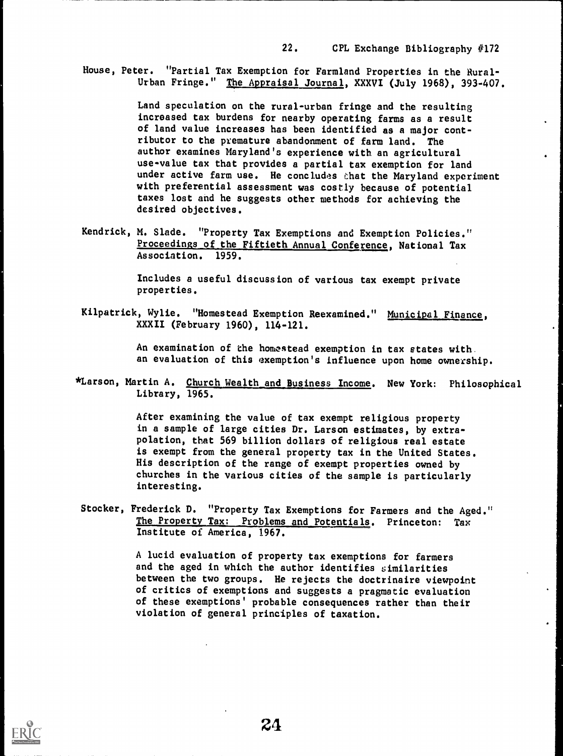House, Peter. "Partial Tax Exemption for Farmland Properties in the Rural-Urban Fringe." The Appraisal Journal, XXXVI (July 1968), 393-407.

> Land speculation on the rural-urban fringe and the resulting increased tax burdens for nearby operating farms as a result of land value increases has been identified as a major contributor to the premature abandonment of farm land. The author examines Maryland's experience with an agricultural use-value tax that provides a partial tax exemption for land under active farm use. He concludes that the Maryland experiment with preferential assessment was costly because of potential taxes lost and he suggests other methods for achieving the desired objectives.

Kendrick, M. Slade. "Property Tax Exemptions and Exemption Policies." Proceedings of the Fiftieth Annual Conference, National Tax Association. 1959.

> Includes a useful discussion of various tax exempt private properties.

Kilpatrick, Wylie. "Homestead Exemption Reexamined." Municipal Finance, XXXII (February 1960), 114-121.

> An examination of the homestead exemption in tax states with an evaluation of this exemption's influence upon home ownership.

*Larson, Martin A. Church Wealth and Business Income. New York: Philosophical Library, 1965.

> After examining the value of tax exempt religious property in a sample of large cities Dr. Larson estimates, by extrapolation, that 569 billion dollars of religious real estate is exempt from the general property tax in the United States. His description of the range of exempt properties owned by churches in the various cities of the sample is particularly interesting.

Stocker, Frederick D. "Property Tax Exemptions for Farmers and the Aged." The Property Tax: Problems and Potentials. Princeton: Tax Institute of America, 1967.

> A lucid evaluation of property tax exemptions for farmers and the aged in which the author identifies similarities between the two groups. He rejects the doctrinaire viewpoint of critics of exemptions and suggests a pragmatic evaluation of these exemptions' probable consequences rather than their violation of general principles of taxation.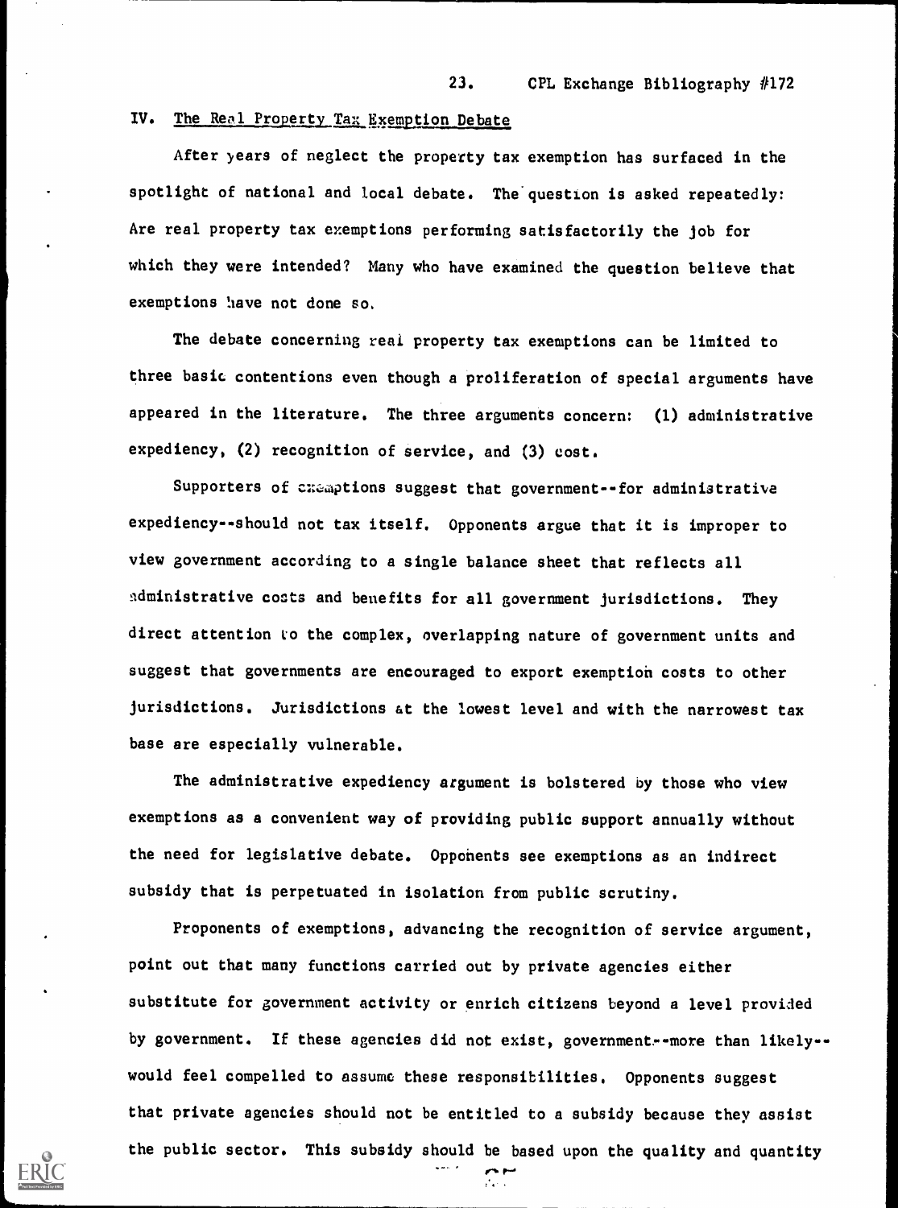## IV. The Real Property Tax Exemption Debate

After years of neglect the property tax exemption has surfaced in the spotlight of national and local debate. The question is asked repeatedly: Are real property tax exemptions performing satisfactorily the job for which they were intended? Many who have examined the question believe that exemptions have not done so.

The debate concerning real property tax exemptions can be limited to three basic contentions even though a proliferation of special arguments have appeared in the literature. The three arguments concern: (1) administrative expediency, (2) recognition of service, and (3) cost.

Supporters of exemptions suggest that government--for administrative expediency--should not tax itself. Opponents argue that it is improper to view government according to a single balance sheet that reflects all administrative costs and benefits for all government jurisdictions. They direct attention to the complex, overlapping nature of government units and suggest that governments are encouraged to export exemption costs to other jurisdictions. Jurisdictions at the lowest level and with the narrowest tax base are especially vulnerable.

The administrative expediency argument is bolstered by those who view exemptions as a convenient way of providing public support annually without the need for legislative debate. Opponents see exemptions as an indirect subsidy that is perpetuated in isolation from public scrutiny.

Proponents of exemptions, advancing the recognition of service argument, point out that many functions carried out by private agencies either substitute for government activity or enrich citizens beyond a level provided by government. If these agencies did not exist, government--more than likely--would feel compelled to assume these responsibilities. Opponents suggest that private agencies should not be entitled to a subsidy because they assist the public sector. This subsidy should be based upon the quality and quantity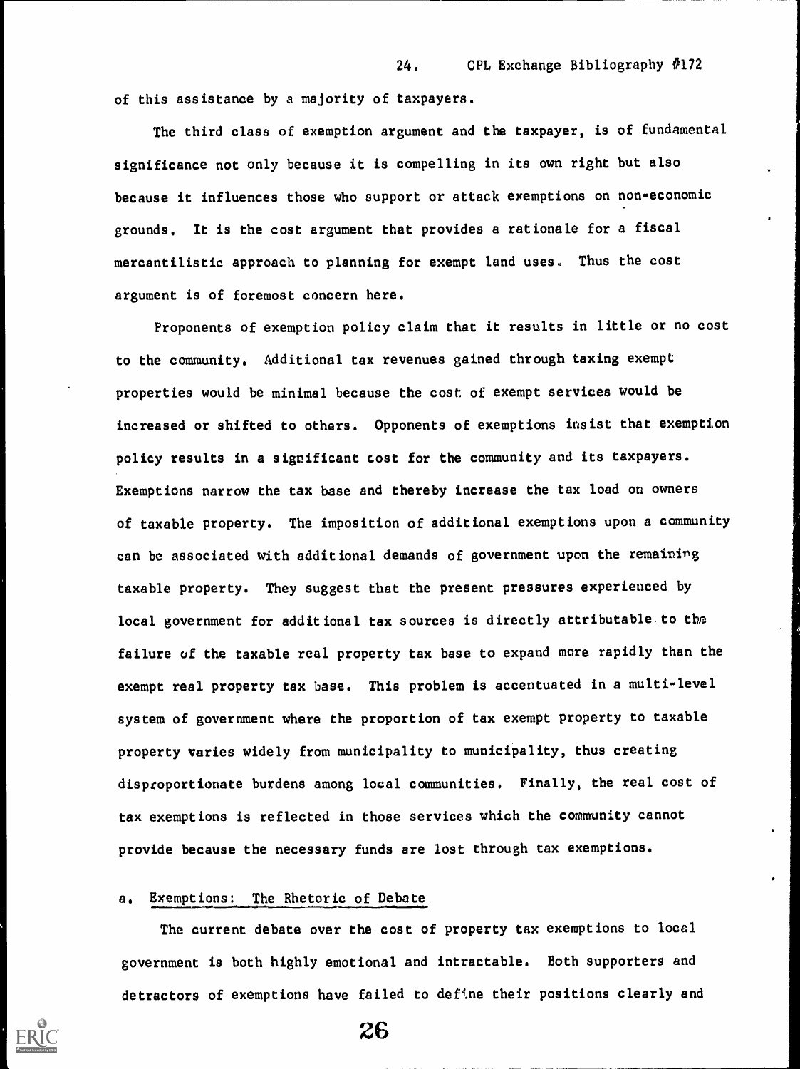of this assistance by a majority of taxpayers.

The third class of exemption argument and the taxpayer, is of fundamental significance not only because it is compelling in its own right but also because it influences those who support or attack exemptions on non-economic grounds. It is the cost argument that provides a rationale for a fiscal mercantilistic approach to planning for exempt land uses. Thus the cost argument is of foremost concern here.

Proponents of exemption policy claim that it results in little or no cost to the community. Additional tax revenues gained through taxing exempt properties would be minimal because the cost of exempt services would be increased or shifted to others. Opponents of exemptions insist that exemption policy results in a significant cost for the community and its taxpayers. Exemptions narrow the tax base and thereby increase the tax load on owners of taxable property. The imposition of additional exemptions upon a community can be associated with additional demands of government upon the remaining taxable property. They suggest that the present pressures experienced by local government for additional tax sources is directly attributable to the failure of the taxable real property tax base to expand more rapidly than the exempt real property tax base. This problem is accentuated in a multi-level system of government where the proportion of tax exempt property to taxable property varies widely from municipality to municipality, thus creating disproportionate burdens among local communities. Finally, the real cost of tax exemptions is reflected in those services which the community cannot provide because the necessary funds are lost through tax exemptions.

### a. Exemptions: The Rhetoric of Debate

The current debate over the cost of property tax exemptions to local government is both highly emotional and intractable. Both supporters and detractors of exemptions have failed to define their positions clearly and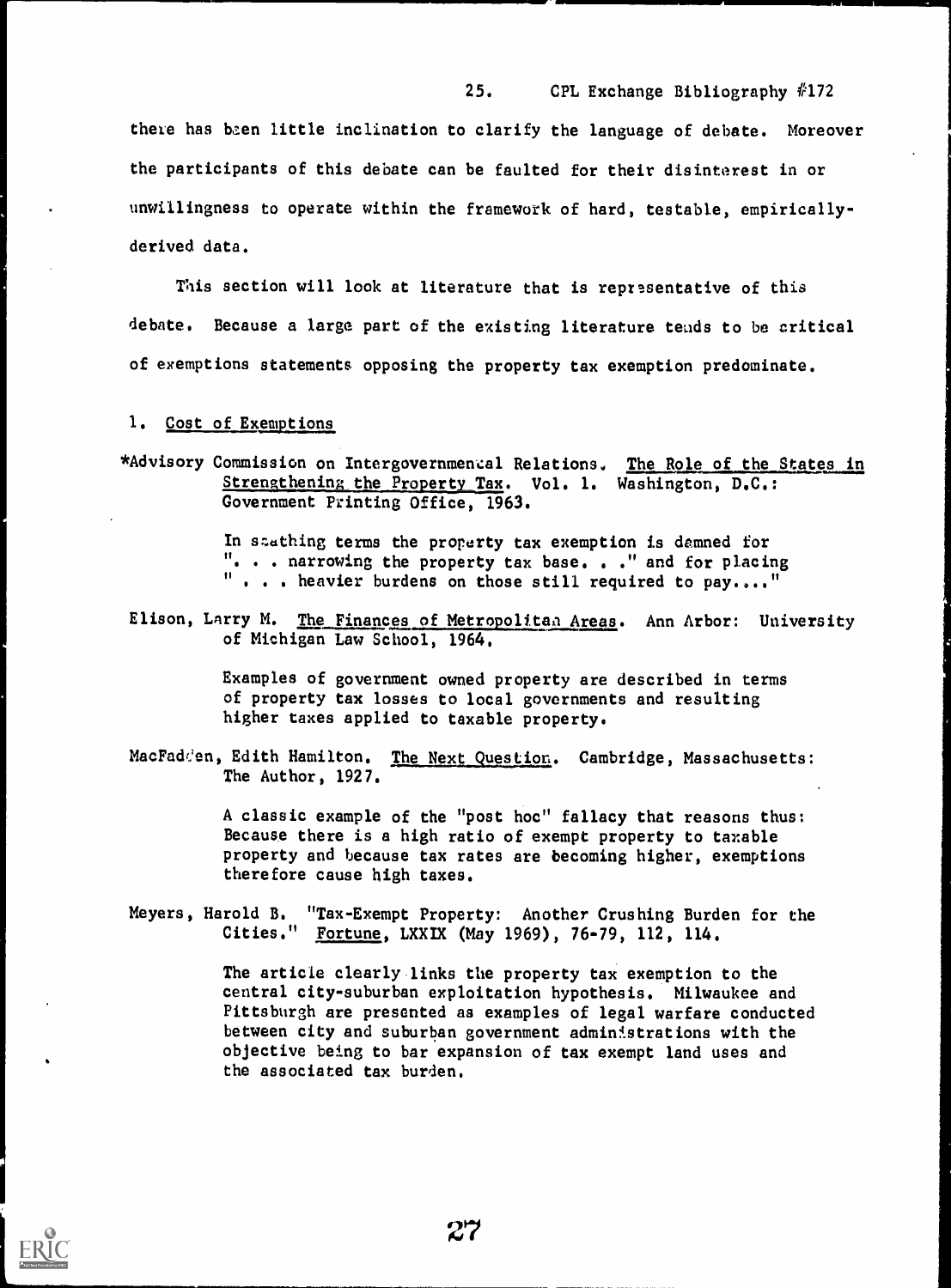there has been little inclination to clarify the language of debate. Moreover the participants of this debate can be faulted for their disinterest in or unwillingness to operate within the framework of hard, testable, empirically-derived data.

This section will look at literature that is representative of this debate. Because a large part of the existing literature tends to be critical of exemptions statements opposing the property tax exemption predominate.

1. <u>Cost of Exemptions</u>

*Advisory Commission on Intergovernmental Relations. <u>The Role of the States in Strengthening the Property Tax</u>. Vol. 1. Washington, D.C.: Government Printing Office, 1963.

> In scathing terms the property tax exemption is damned for ". . . narrowing the property tax base. . ." and for placing " . . . heavier burdens on those still required to pay...."

Elison, Larry M. <u>The Finances of Metropolitan Areas</u>. Ann Arbor: University of Michigan Law School, 1964.

> Examples of government owned property are described in terms of property tax losses to local governments and resulting higher taxes applied to taxable property.

MacFadden, Edith Hamilton. <u>The Next Question</u>. Cambridge, Massachusetts: The Author, 1927.

> A classic example of the "post hoc" fallacy that reasons thus: Because there is a high ratio of exempt property to taxable property and because tax rates are becoming higher, exemptions therefore cause high taxes.

Meyers, Harold B. "Tax-Exempt Property: Another Crushing Burden for the Cities." <u>Fortune</u>, LXXIX (May 1969), 76-79, 112, 114.

> The article clearly links the property tax exemption to the central city-suburban exploitation hypothesis. Milwaukee and Pittsburgh are presented as examples of legal warfare conducted between city and suburban government administrations with the objective being to bar expansion of tax exempt land uses and the associated tax burden.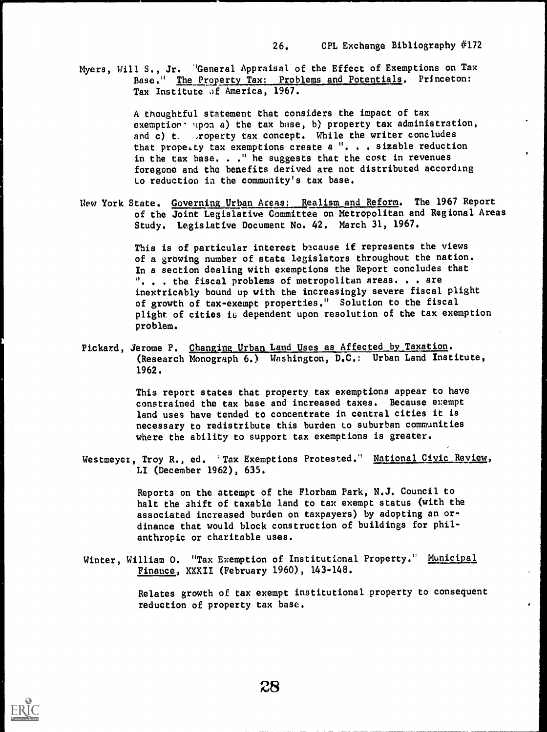Myers, Will S., Jr. "General Appraisal of the Effect of Exemptions on Tax Base." The Property Tax: Problems and Potentials. Princeton: Tax Institute of America, 1967.

> A thoughtful statement that considers the impact of tax exemption upon a) the tax base, b) property tax administration, and c) the property tax concept. While the writer concludes that property tax exemptions create a ". . . sizable reduction in the tax base. . ." he suggests that the cost in revenues foregone and the benefits derived are not distributed according to reduction in the community's tax base.

New York State. Governing Urban Areas: Realism and Reform. The 1967 Report of the Joint Legislative Committee on Metropolitan and Regional Areas Study. Legislative Document No. 42. March 31, 1967.

> This is of particular interest because it represents the views of a growing number of state legislators throughout the nation. In a section dealing with exemptions the Report concludes that ". . . the fiscal problems of metropolitan areas. . . are inextricably bound up with the increasingly severe fiscal plight of growth of tax-exempt properties." Solution to the fiscal plight of cities is dependent upon resolution of the tax exemption problem.

Pickard, Jerome P. Changing Urban Land Uses as Affected by Taxation. (Research Monograph 6.) Washington, D.C.: Urban Land Institute, 1962.

> This report states that property tax exemptions appear to have constrained the tax base and increased taxes. Because exempt land uses have tended to concentrate in central cities it is necessary to redistribute this burden to suburban communities where the ability to support tax exemptions is greater.

Westmeyer, Troy R., ed. "Tax Exemptions Protested." National Civic Review, LI (December 1962), 635.

> Reports on the attempt of the Florham Park, N.J. Council to halt the shift of taxable land to tax exempt status (with the associated increased burden on taxpayers) by adopting an ordinance that would block construction of buildings for philanthropic or charitable uses.

Winter, William O. "Tax Exemption of Institutional Property." Municipal Finance, XXXII (February 1960), 143-148.

> Relates growth of tax exempt institutional property to consequent reduction of property tax base.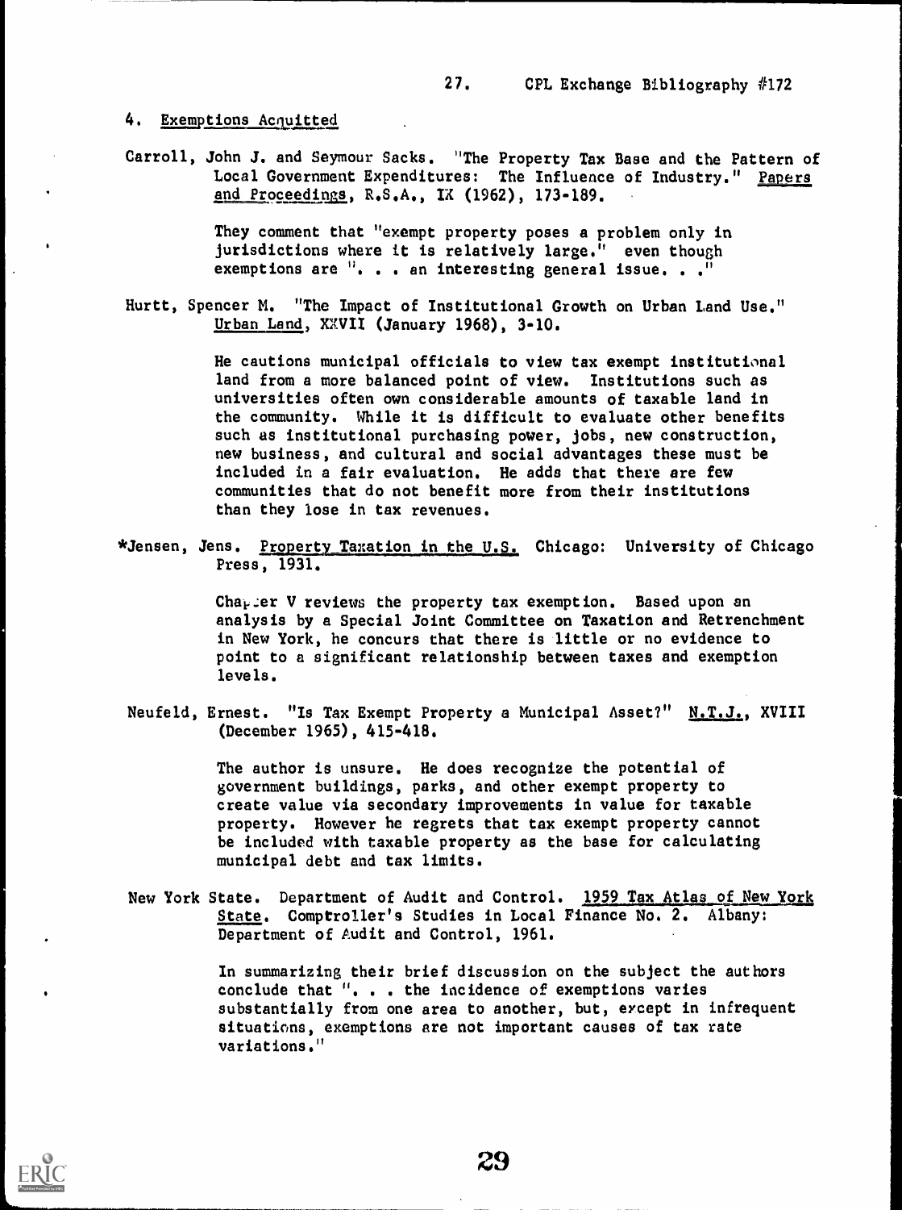## 4. Exemptions Acquitted

Carroll, John J. and Seymour Sacks. "The Property Tax Base and the Pattern of Local Government Expenditures: The Influence of Industry." Papers and Proceedings, R.S.A., IX (1962), 173-189.

> They comment that "exempt property poses a problem only in jurisdictions where it is relatively large." even though exemptions are ". . . an interesting general issue. . ."

Hurtt, Spencer M. "The Impact of Institutional Growth on Urban Land Use." Urban Land, XXVII (January 1968), 3-10.

> He cautions municipal officials to view tax exempt institutional land from a more balanced point of view. Institutions such as universities often own considerable amounts of taxable land in the community. While it is difficult to evaluate other benefits such as institutional purchasing power, jobs, new construction, new business, and cultural and social advantages these must be included in a fair evaluation. He adds that there are few communities that do not benefit more from their institutions than they lose in tax revenues.

*Jensen, Jens. Property Taxation in the U.S. Chicago: University of Chicago Press, 1931.

> Chapter V reviews the property tax exemption. Based upon an analysis by a Special Joint Committee on Taxation and Retrenchment in New York, he concurs that there is little or no evidence to point to a significant relationship between taxes and exemption levels.

Neufeld, Ernest. "Is Tax Exempt Property a Municipal Asset?" N.T.J., XVIII (December 1965), 415-418.

> The author is unsure. He does recognize the potential of government buildings, parks, and other exempt property to create value via secondary improvements in value for taxable property. However he regrets that tax exempt property cannot be included with taxable property as the base for calculating municipal debt and tax limits.

New York State. Department of Audit and Control. 1959 Tax Atlas of New York State. Comptroller's Studies in Local Finance No. 2. Albany: Department of Audit and Control, 1961.

> In summarizing their brief discussion on the subject the authors conclude that ". . . the incidence of exemptions varies substantially from one area to another, but, except in infrequent situations, exemptions are not important causes of tax rate variations."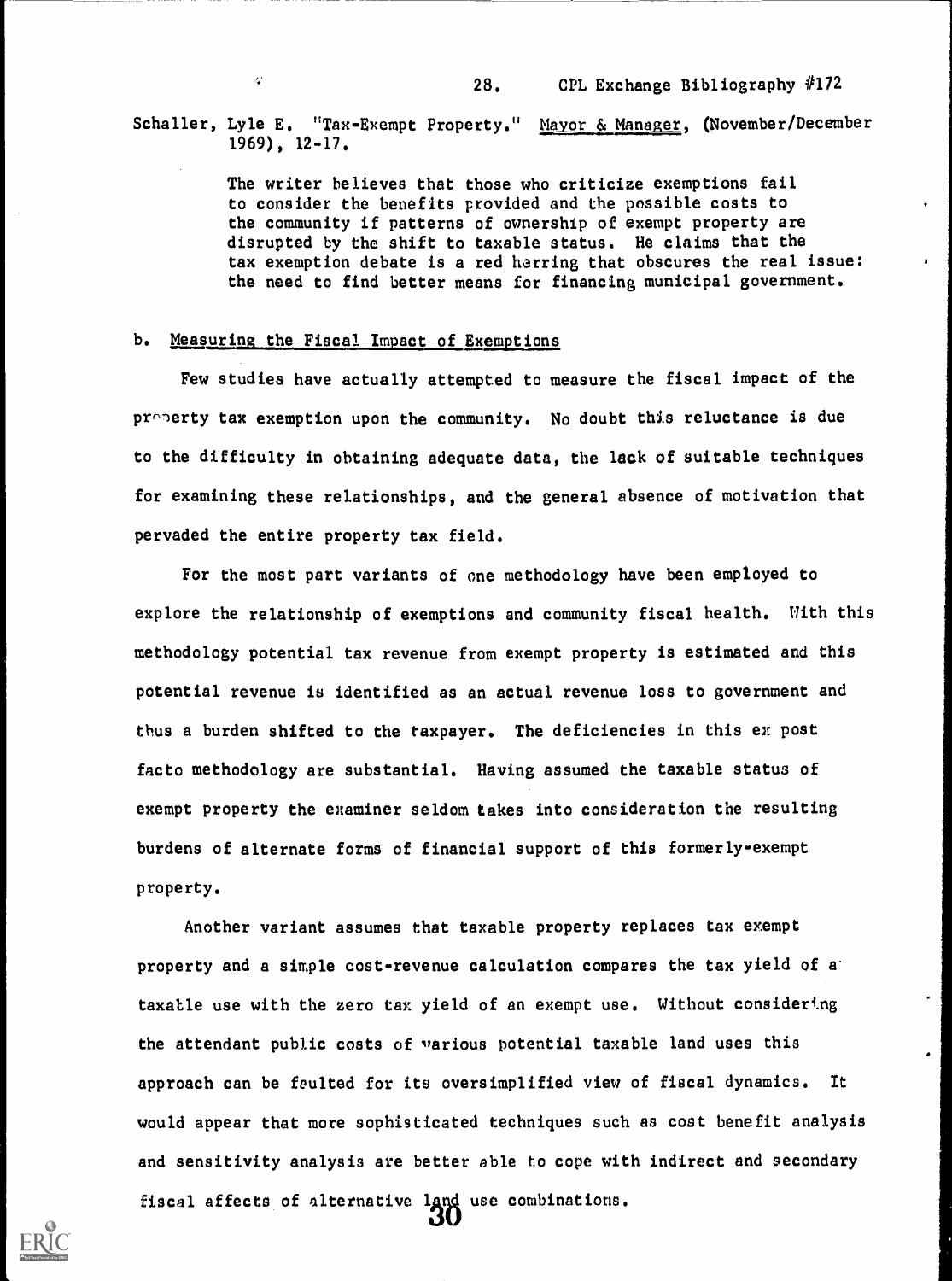Schaller, Lyle E. "Tax-Exempt Property." Mayor & Manager, (November/December 1969), 12-17.

> The writer believes that those who criticize exemptions fail to consider the benefits provided and the possible costs to the community if patterns of ownership of exempt property are disrupted by the shift to taxable status. He claims that the tax exemption debate is a red herring that obscures the real issue: the need to find better means for financing municipal government.

### b. Measuring the Fiscal Impact of Exemptions

Few studies have actually attempted to measure the fiscal impact of the property tax exemption upon the community. No doubt this reluctance is due to the difficulty in obtaining adequate data, the lack of suitable techniques for examining these relationships, and the general absence of motivation that pervaded the entire property tax field.

For the most part variants of one methodology have been employed to explore the relationship of exemptions and community fiscal health. With this methodology potential tax revenue from exempt property is estimated and this potential revenue is identified as an actual revenue loss to government and thus a burden shifted to the taxpayer. The deficiencies in this ex post facto methodology are substantial. Having assumed the taxable status of exempt property the examiner seldom takes into consideration the resulting burdens of alternate forms of financial support of this formerly-exempt property.

Another variant assumes that taxable property replaces tax exempt property and a simple cost-revenue calculation compares the tax yield of a taxable use with the zero tax yield of an exempt use. Without considering the attendant public costs of various potential taxable land uses this approach can be faulted for its oversimplified view of fiscal dynamics. It would appear that more sophisticated techniques such as cost benefit analysis and sensitivity analysis are better able to cope with indirect and secondary fiscal affects of alternative land use combinations.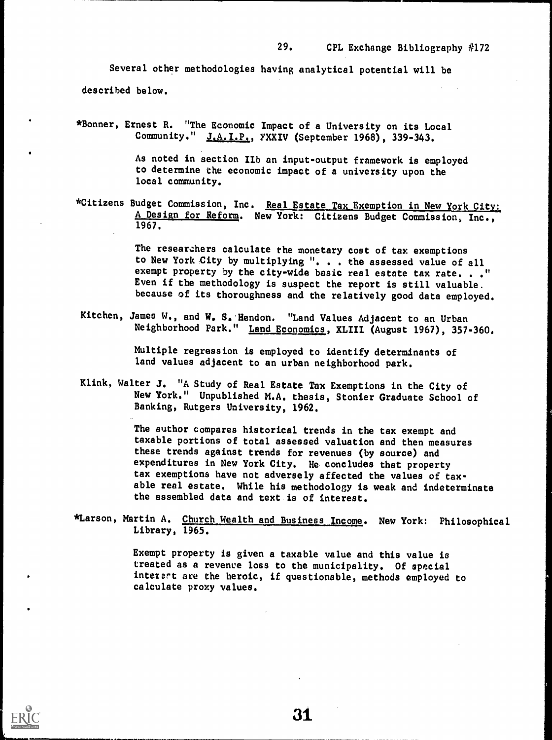Several other methodologies having analytical potential will be described below.

*Bonner, Ernest R. "The Economic Impact of a University on its Local Community." J.A.I.P., YXXIV (September 1968), 339-343.

> As noted in section IIb an input-output framework is employed to determine the economic impact of a university upon the local community.

*Citizens Budget Commission, Inc. Real Estate Tax Exemption in New York City: A Design for Reform. New York: Citizens Budget Commission, Inc., 1967.

> The researchers calculate the monetary cost of tax exemptions to New York City by multiplying ". . . the assessed value of all exempt property by the city-wide basic real estate tax rate. . ." Even if the methodology is suspect the report is still valuable. because of its thoroughness and the relatively good data employed.

Kitchen, James W., and W. S. Hendon. "Land Values Adjacent to an Urban Neighborhood Park." Land Economics, XLIII (August 1967), 357-360.

> Multiple regression is employed to identify determinants of land values adjacent to an urban neighborhood park.

Klink, Walter J. "A Study of Real Estate Tax Exemptions in the City of New York." Unpublished M.A. thesis, Stonier Graduate School of Banking, Rutgers University, 1962.

> The author compares historical trends in the tax exempt and taxable portions of total assessed valuation and then measures these trends against trends for revenues (by source) and expenditures in New York City. He concludes that property tax exemptions have not adversely affected the values of taxable real estate. While his methodology is weak and indeterminate the assembled data and text is of interest.

*Larson, Martin A. Church Wealth and Business Income. New York: Philosophical Library, 1965.

> Exempt property is given a taxable value and this value is treated as a revenue loss to the municipality. Of special interest are the heroic, if questionable, methods employed to calculate proxy values.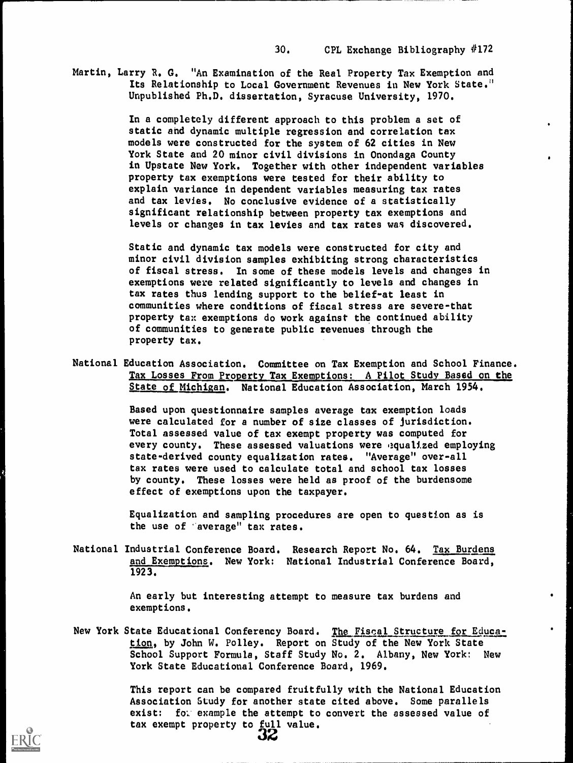Martin, Larry R. G. "An Examination of the Real Property Tax Exemption and Its Relationship to Local Government Revenues in New York State." Unpublished Ph.D. dissertation, Syracuse University, 1970.

In a completely different approach to this problem a set of static and dynamic multiple regression and correlation tax models were constructed for the system of 62 cities in New York State and 20 minor civil divisions in Onondaga County in Upstate New York. Together with other independent variables property tax exemptions were tested for their ability to explain variance in dependent variables measuring tax rates and tax levies. No conclusive evidence of a statistically significant relationship between property tax exemptions and levels or changes in tax levies and tax rates was discovered.

Static and dynamic tax models were constructed for city and minor civil division samples exhibiting strong characteristics of fiscal stress. In some of these models levels and changes in exemptions were related significantly to levels and changes in tax rates thus lending support to the belief-at least in communities where conditions of fiscal stress are severe-that property tax exemptions do work against the continued ability of communities to generate public revenues through the property tax.

National Education Association. Committee on Tax Exemption and School Finance. Tax Losses From Property Tax Exemptions: A Pilot Study Based on the State of Michigan. National Education Association, March 1954.

Based upon questionnaire samples average tax exemption loads were calculated for a number of size classes of jurisdiction. Total assessed value of tax exempt property was computed for every county. These assessed valuations were equalized employing state-derived county equalization rates. "Average" over-all tax rates were used to calculate total and school tax losses by county. These losses were held as proof of the burdensome effect of exemptions upon the taxpayer.

Equalization and sampling procedures are open to question as is the use of "average" tax rates.

National Industrial Conference Board. Research Report No. 64. Tax Burdens and Exemptions. New York: National Industrial Conference Board, 1923.

An early but interesting attempt to measure tax burdens and exemptions.

New York State Educational Conferency Board. The Fiscal Structure for Education, by John W. Polley. Report on Study of the New York State School Support Formula, Staff Study No. 2. Albany, New York: New York State Educational Conference Board, 1969.

This report can be compared fruitfully with the National Education Association Study for another state cited above. Some parallels exist: for example the attempt to convert the assessed value of tax exempt property to full value.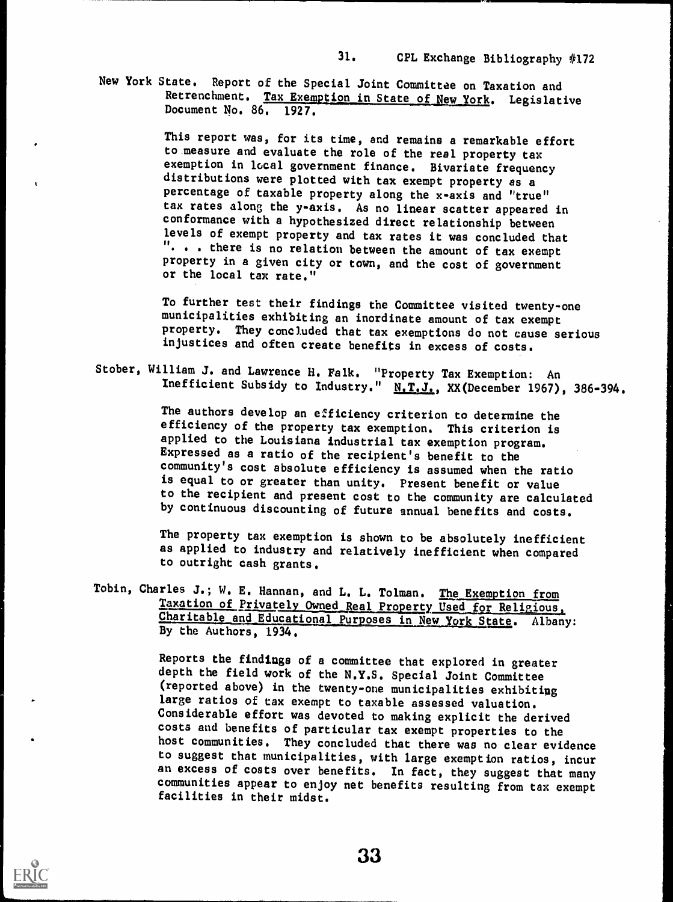New York State. Report of the Special Joint Committee on Taxation and Retrenchment. Tax Exemption in State of New York. Legislative Document No. 86. 1927.

> This report was, for its time, and remains a remarkable effort to measure and evaluate the role of the real property tax exemption in local government finance. Bivariate frequency distributions were plotted with tax exempt property as a percentage of taxable property along the x-axis and "true" tax rates along the y-axis. As no linear scatter appeared in conformance with a hypothesized direct relationship between levels of exempt property and tax rates it was concluded that ". . . there is no relation between the amount of tax exempt property in a given city or town, and the cost of government or the local tax rate."
>
> To further test their findings the Committee visited twenty-one municipalities exhibiting an inordinate amount of tax exempt property. They concluded that tax exemptions do not cause serious injustices and often create benefits in excess of costs.

Stober, William J. and Lawrence H. Falk. "Property Tax Exemption: An Inefficient Subsidy to Industry." N.T.J., XX(December 1967), 386-394.

> The authors develop an efficiency criterion to determine the efficiency of the property tax exemption. This criterion is applied to the Louisiana industrial tax exemption program. Expressed as a ratio of the recipient's benefit to the community's cost absolute efficiency is assumed when the ratio is equal to or greater than unity. Present benefit or value to the recipient and present cost to the community are calculated by continuous discounting of future annual benefits and costs.
>
> The property tax exemption is shown to be absolutely inefficient as applied to industry and relatively inefficient when compared to outright cash grants.

Tobin, Charles J.; W. E. Hannan, and L. L. Tolman. The Exemption from Taxation of Privately Owned Real Property Used for Religious, Charitable and Educational Purposes in New York State. Albany: By the Authors, 1934.

> Reports the findings of a committee that explored in greater depth the field work of the N.Y.S. Special Joint Committee (reported above) in the twenty-one municipalities exhibiting large ratios of tax exempt to taxable assessed valuation. Considerable effort was devoted to making explicit the derived costs and benefits of particular tax exempt properties to the host communities. They concluded that there was no clear evidence to suggest that municipalities, with large exemption ratios, incur an excess of costs over benefits. In fact, they suggest that many communities appear to enjoy net benefits resulting from tax exempt facilities in their midst.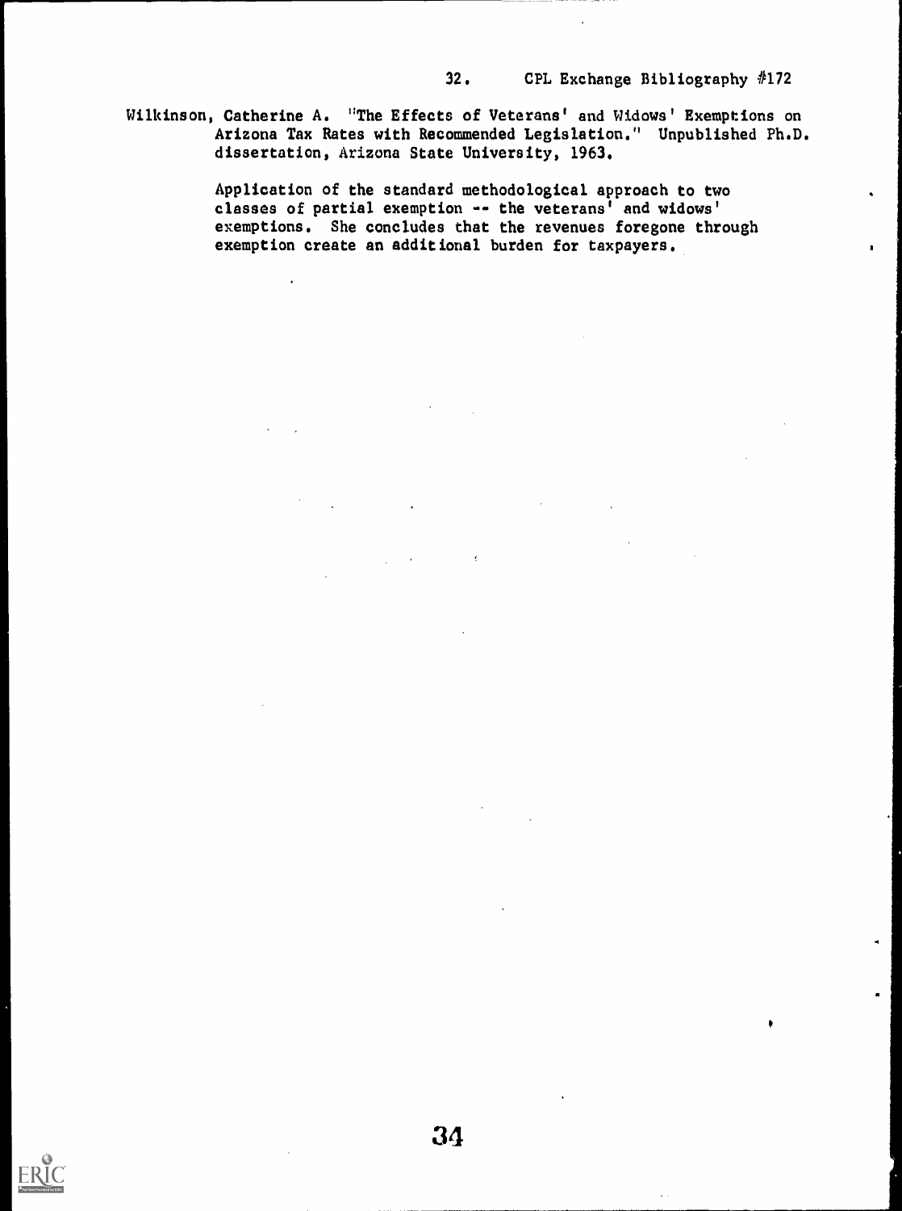Wilkinson, Catherine A. "The Effects of Veterans' and Widows' Exemptions on Arizona Tax Rates with Recommended Legislation." Unpublished Ph.D. dissertation, Arizona State University, 1963.

> Application of the standard methodological approach to two classes of partial exemption -- the veterans' and widows' exemptions. She concludes that the revenues foregone through exemption create an additional burden for taxpayers.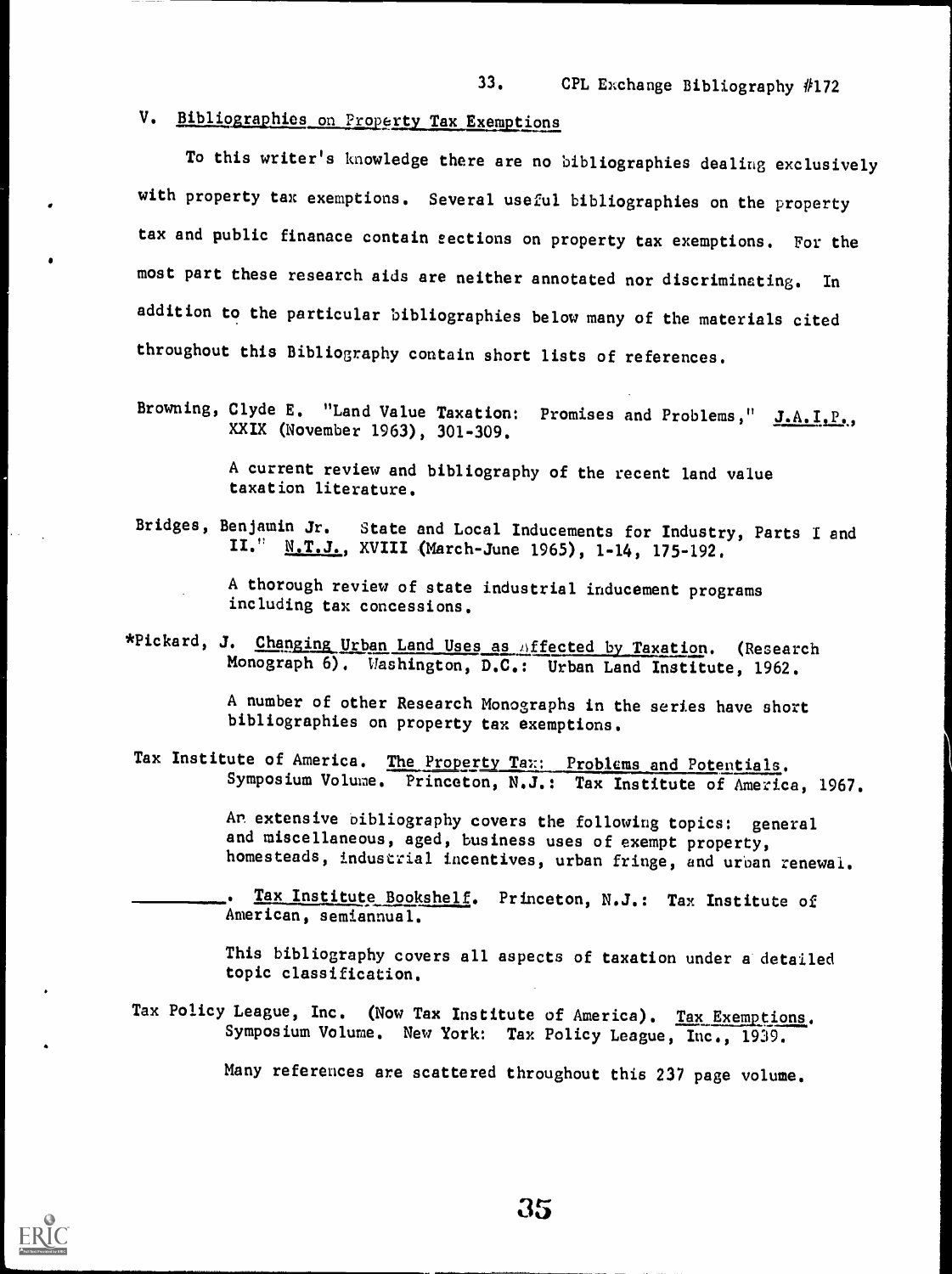## V. Bibliographies on Property Tax Exemptions

To this writer's knowledge there are no bibliographies dealing exclusively with property tax exemptions. Several useful bibliographies on the property tax and public finanace contain sections on property tax exemptions. For the most part these research aids are neither annotated nor discriminating. In addition to the particular bibliographies below many of the materials cited throughout this Bibliography contain short lists of references.

Browning, Clyde E. "Land Value Taxation: Promises and Problems," J.A.I.P., XXIX (November 1963), 301-309.

> A current review and bibliography of the recent land value taxation literature.

Bridges, Benjamin Jr. State and Local Inducements for Industry, Parts I and II." N.T.J., XVIII (March-June 1965), 1-14, 175-192.

> A thorough review of state industrial inducement programs including tax concessions.

*Pickard, J. Changing Urban Land Uses as Affected by Taxation. (Research Monograph 6). Washington, D.C.: Urban Land Institute, 1962.

> A number of other Research Monographs in the series have short bibliographies on property tax exemptions.

Tax Institute of America. The Property Tax: Problems and Potentials. Symposium Volume. Princeton, N.J.: Tax Institute of America, 1967.

> An extensive bibliography covers the following topics: general and miscellaneous, aged, business uses of exempt property, homesteads, industrial incentives, urban fringe, and urban renewal.

__________. Tax Institute Bookshelf. Princeton, N.J.: Tax Institute of American, semiannual.

> This bibliography covers all aspects of taxation under a detailed topic classification.

Tax Policy League, Inc. (Now Tax Institute of America). Tax Exemptions. Symposium Volume. New York: Tax Policy League, Inc., 1939.

> Many references are scattered throughout this 237 page volume.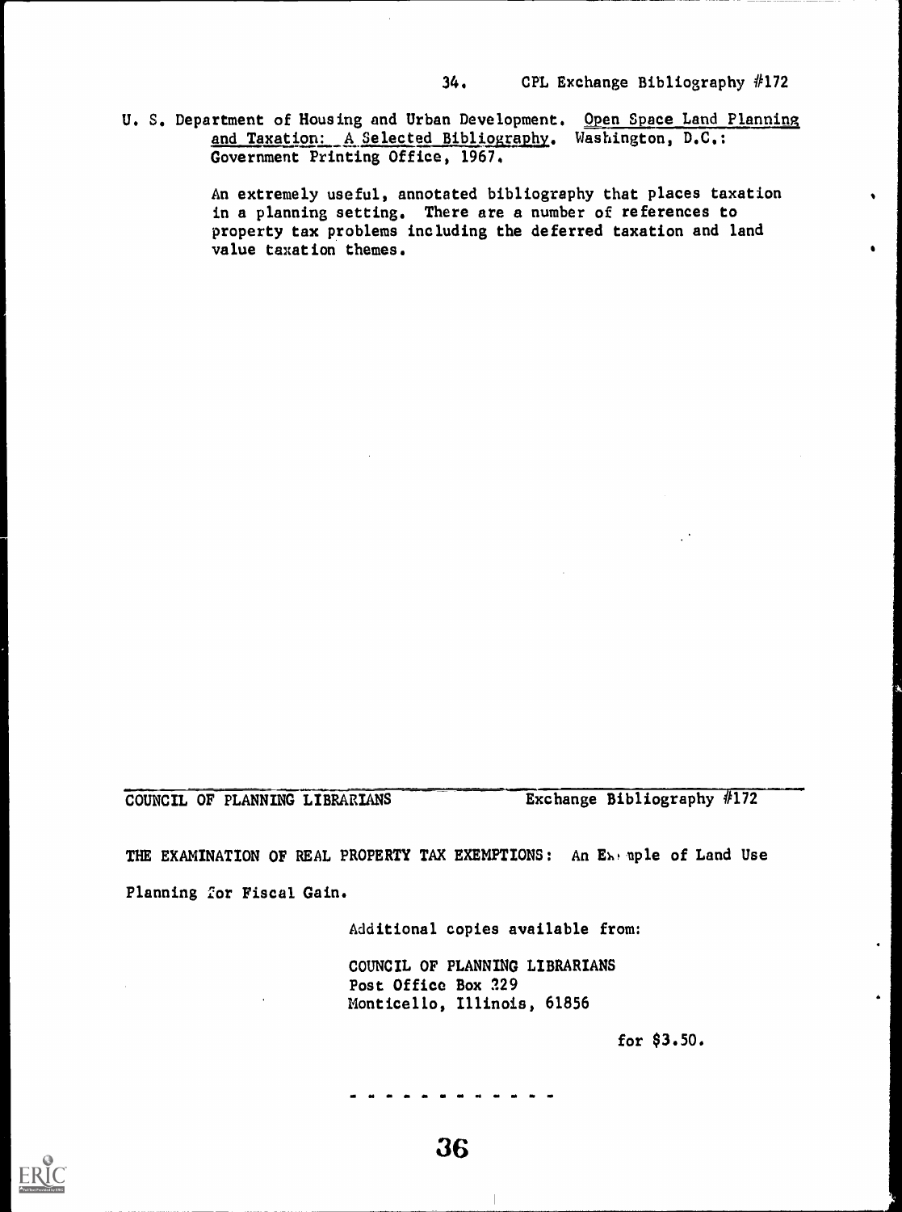U. S. Department of Housing and Urban Development. Open Space Land Planning and Taxation: A Selected Bibliography. Washington, D.C.: Government Printing Office, 1967.

An extremely useful, annotated bibliography that places taxation in a planning setting. There are a number of references to property tax problems including the deferred taxation and land value taxation themes.

---

COUNCIL OF PLANNING LIBRARIANS Exchange Bibliography #172

THE EXAMINATION OF REAL PROPERTY TAX EXEMPTIONS: An Example of Land Use Planning for Fiscal Gain.

Additional copies available from:

COUNCIL OF PLANNING LIBRARIANS
Post Office Box 229
Monticello, Illinois, 61856

for $3.50.

- - - - - - - - - - -